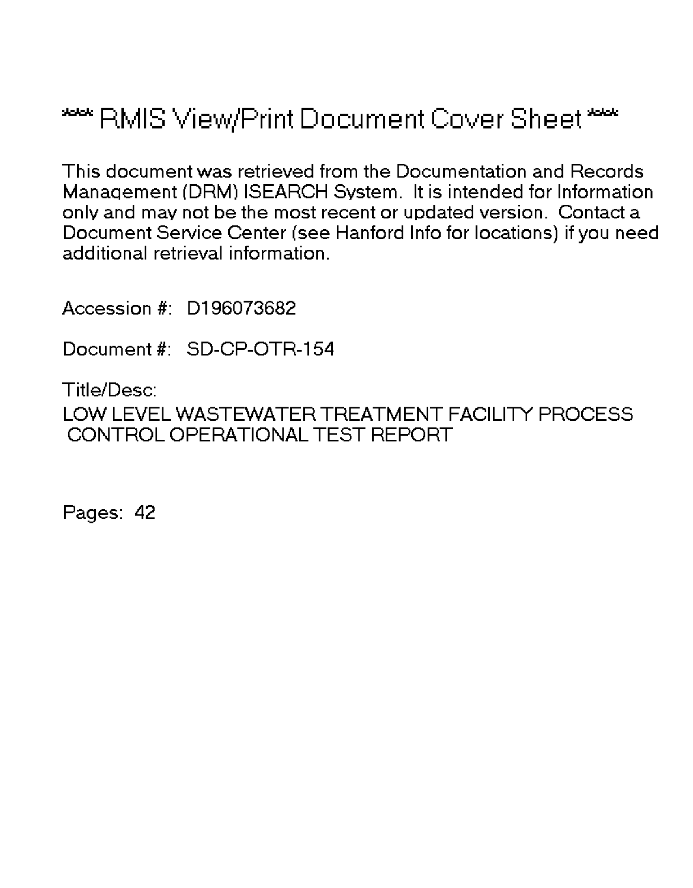# \*\*\* RMIS View/Print Document Cover Sheet \*\*\*

This document was retrieved from the Documentation and Records Management (DRM) ISEARCH System. It is intended for Information only and may not be the most recent or updated version. Contact a Document Service Center (see Hanford Info for locations) if you need additional retrieval information.

Accession #: D196073682

Document #: SD-CP-OTR-154

Title/Desc:

LOW LEVEL WASTEWATER TREATMENT FACILITY PROCESS CONTROL OPERATIONAL TEST REPORT

Pages: 42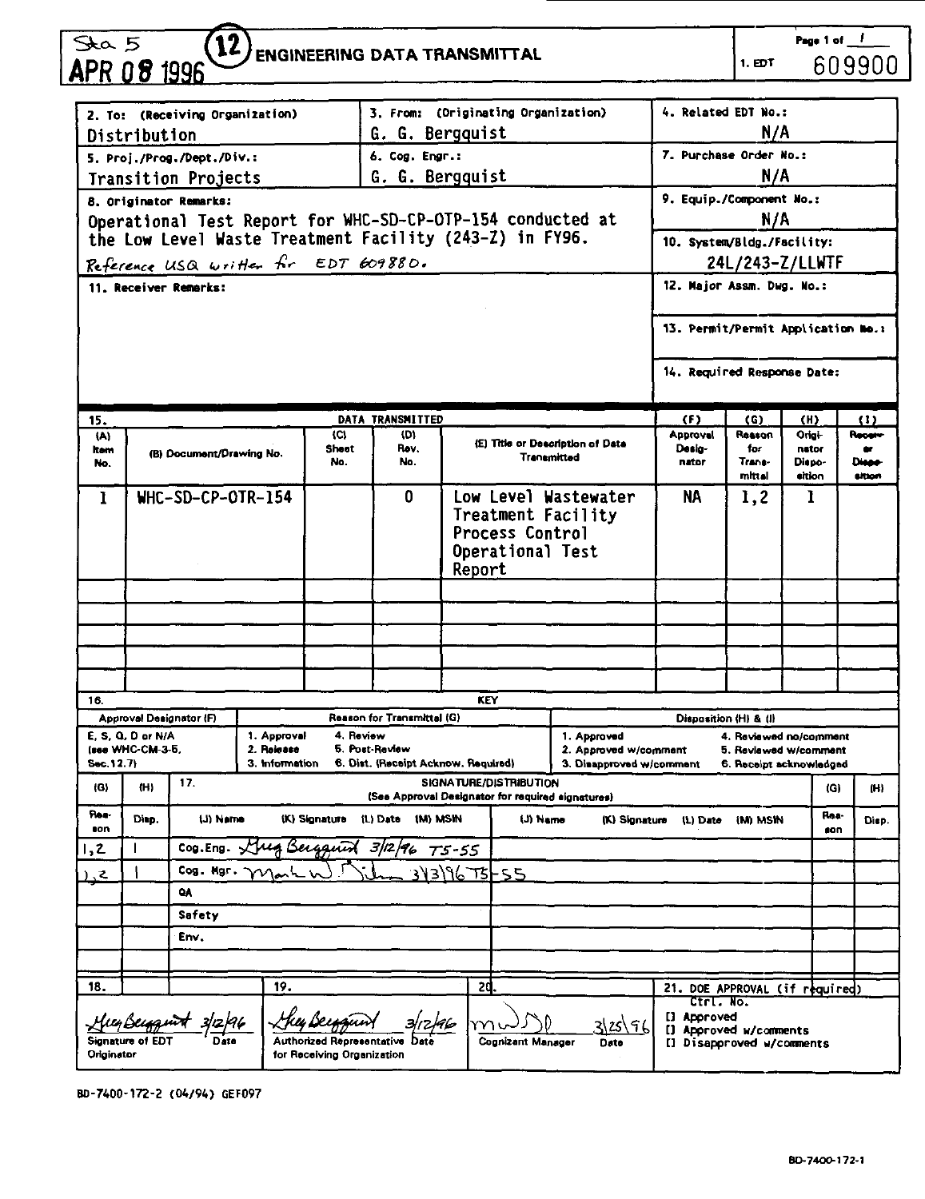Sta 5
APR 08 1996 (12)

# ENGINEERING DATA TRANSMITTAL

Page 1 of 1

1. EDT 609900

| 2. To: (Receiving Organization) | 3. From: (Originating Organization) | 4. Related EDT No.: |
|---|---|---|
| Distribution | G. G. Bergquist | N/A |
| 5. Proj./Prog./Dept./Div.: | 6. Cog. Engr.: | 7. Purchase Order No.: |
| Transition Projects | G. G. Bergquist | N/A |

8. Originator Remarks:
Operational Test Report for WHC-SD-CP-OTP-154 conducted at the Low Level Waste Treatment Facility (243-Z) in FY96.
*Reference USQ written for EDT 609880.*

9. Equip./Component No.: N/A

10. System/Bldg./Facility: 24L/243-Z/LLWTF

11. Receiver Remarks:

12. Major Assm. Dwg. No.:

13. Permit/Permit Application No.:

14. Required Response Date:

15. DATA TRANSMITTED

| (A) Item No. | (B) Document/Drawing No. | (C) Sheet No. | (D) Rev. No. | (E) Title or Description of Data Transmitted | (F) Approval Designator | (G) Reason for Transmittal | (H) Originator Disposition | (I) Receiver Disposition |
|---|---|---|---|---|---|---|---|---|
| 1 | WHC-SD-CP-OTR-154 | | 0 | Low Level Wastewater Treatment Facility Process Control Operational Test Report | NA | 1,2 | 1 | |

16. KEY

| Approval Designator (F) | Reason for Transmittal (G) | | Disposition (H) & (I) | |
|---|---|---|---|---|
| E, S, Q, D or N/A (see WHC-CM-3-5, Sec.12.7) | 1. Approval<br>2. Release<br>3. Information | 4. Review<br>5. Post-Review<br>6. Dist. (Receipt Acknow. Required) | 1. Approved<br>2. Approved w/comment<br>3. Disapproved w/comment | 4. Reviewed no/comment<br>5. Reviewed w/comment<br>6. Receipt acknowledged |

17. SIGNATURE/DISTRIBUTION (See Approval Designator for required signatures)

| (G) Reason | (H) Disp. | (J) Name | (K) Signature | (L) Date | (M) MSIN | (J) Name | (K) Signature | (L) Date | (M) MSIN | (G) Reason | (H) Disp. |
|---|---|---|---|---|---|---|---|---|---|---|---|
| 1,2 | 1 | Cog.Eng. | *Greg Bergquist* | 3/12/96 | T5-55 | | | | | | |
| 1,2 | 1 | Cog. Mgr. | *Mark W. [signature]* | 3/13/96 | T5-55 | | | | | | |
| | | QA | | | | | | | | | |
| | | Safety | | | | | | | | | |
| | | Env. | | | | | | | | | |

| 18. | 19. | 20. | 21. DOE APPROVAL (if required) |
|---|---|---|---|
| *Greg Bergquist* 3/12/96<br>Signature of EDT Originator / Date | *Greg Bergquist* 3/12/96<br>Authorized Representative for Receiving Organization / Date | *mwD* 3/25/96<br>Cognizant Manager / Date | Ctrl. No.<br>[] Approved<br>[] Approved w/comments<br>[] Disapproved w/comments |

BD-7400-172-2 (04/94) GEF097

BD-7400-172-1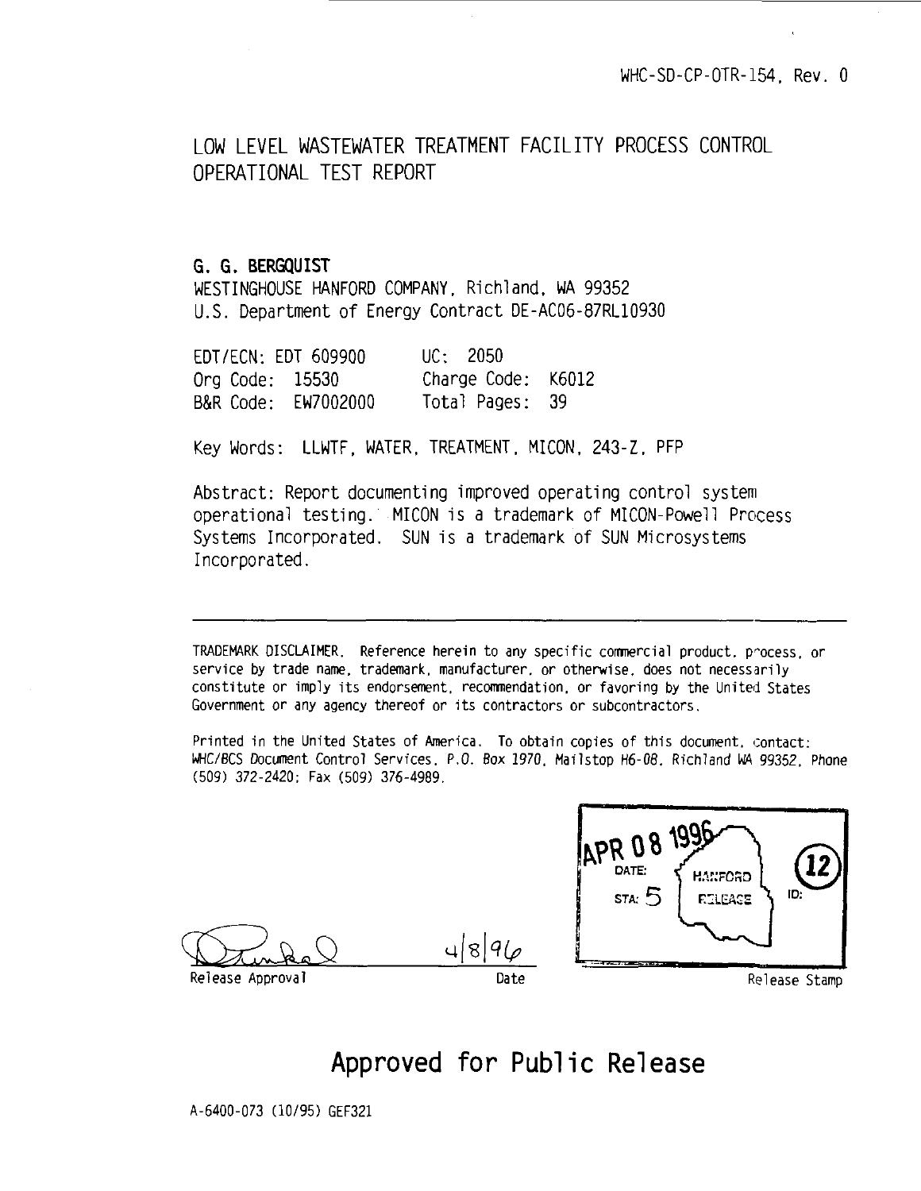WHC-SD-CP-OTR-154, Rev. 0

# LOW LEVEL WASTEWATER TREATMENT FACILITY PROCESS CONTROL OPERATIONAL TEST REPORT

**G. G. BERGQUIST**
WESTINGHOUSE HANFORD COMPANY, Richland, WA 99352
U.S. Department of Energy Contract DE-AC06-87RL10930

| | |
|---|---|
| EDT/ECN: EDT 609900 | UC: 2050 |
| Org Code: 15530 | Charge Code: K6012 |
| B&R Code: EW7002000 | Total Pages: 39 |

Key Words: LLWTF, WATER, TREATMENT, MICON, 243-Z, PFP

Abstract: Report documenting improved operating control system operational testing. MICON is a trademark of MICON-Powell Process Systems Incorporated. SUN is a trademark of SUN Microsystems Incorporated.

---

TRADEMARK DISCLAIMER. Reference herein to any specific commercial product, process, or service by trade name, trademark, manufacturer, or otherwise, does not necessarily constitute or imply its endorsement, recommendation, or favoring by the United States Government or any agency thereof or its contractors or subcontractors.

Printed in the United States of America. To obtain copies of this document, contact: WHC/BCS Document Control Services, P.O. Box 1970, Mailstop H6-08, Richland WA 99352, Phone (509) 372-2420; Fax (509) 376-4989.

Release Approval — 4/8/96 — Date

APR 08 1996
DATE: HANFORD RELEASE
STA: 5
ID: 12

Release Stamp

## Approved for Public Release

A-6400-073 (10/95) GEF321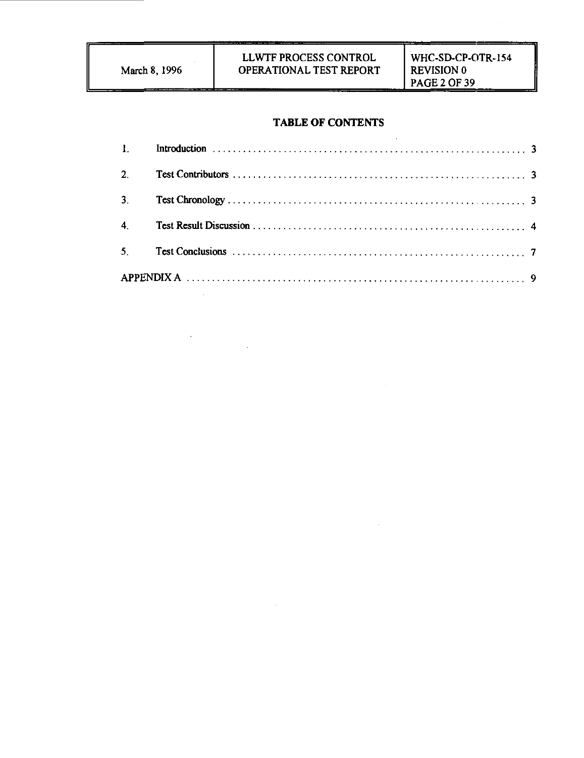## TABLE OF CONTENTS

1. Introduction . . . . . . . . . . . . . . . . . . . . . . . . . . . . . . . . . . . . . . . . . . . . . . . . . . . . . . . . . . . . 3
2. Test Contributors . . . . . . . . . . . . . . . . . . . . . . . . . . . . . . . . . . . . . . . . . . . . . . . . . . . . . . . . . 3
3. Test Chronology . . . . . . . . . . . . . . . . . . . . . . . . . . . . . . . . . . . . . . . . . . . . . . . . . . . . . . . . . . 3
4. Test Result Discussion . . . . . . . . . . . . . . . . . . . . . . . . . . . . . . . . . . . . . . . . . . . . . . . . . . . . . 4
5. Test Conclusions . . . . . . . . . . . . . . . . . . . . . . . . . . . . . . . . . . . . . . . . . . . . . . . . . . . . . . . . . 7

APPENDIX A . . . . . . . . . . . . . . . . . . . . . . . . . . . . . . . . . . . . . . . . . . . . . . . . . . . . . . . . . . . . . . . 9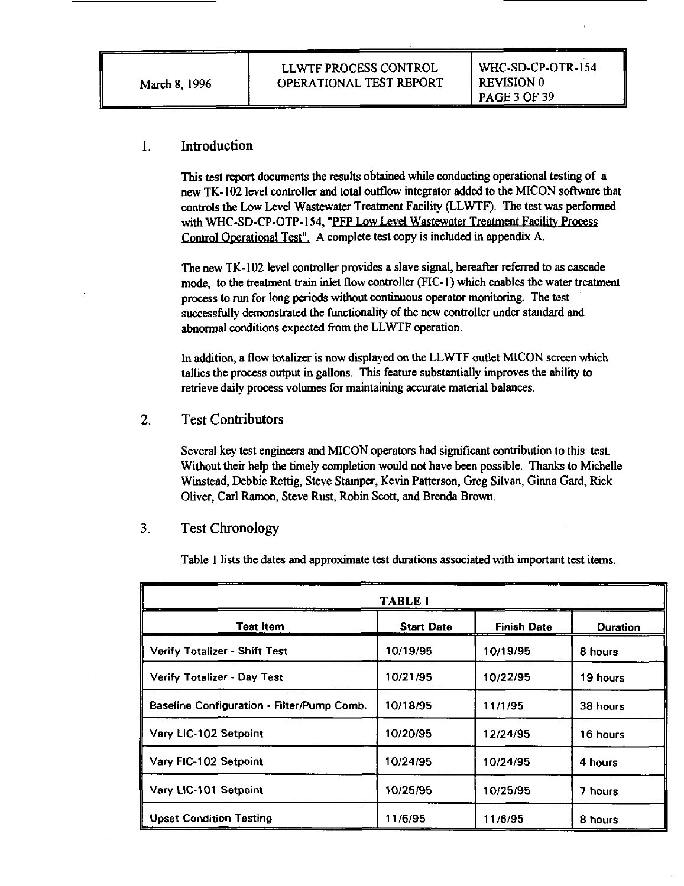## 1. Introduction

This test report documents the results obtained while conducting operational testing of a new TK-102 level controller and total outflow integrator added to the MICON software that controls the Low Level Wastewater Treatment Facility (LLWTF). The test was performed with WHC-SD-CP-OTP-154, "PFP Low Level Wastewater Treatment Facility Process Control Operational Test". A complete test copy is included in appendix A.

The new TK-102 level controller provides a slave signal, hereafter referred to as cascade mode, to the treatment train inlet flow controller (FIC-1) which enables the water treatment process to run for long periods without continuous operator monitoring. The test successfully demonstrated the functionality of the new controller under standard and abnormal conditions expected from the LLWTF operation.

In addition, a flow totalizer is now displayed on the LLWTF outlet MICON screen which tallies the process output in gallons. This feature substantially improves the ability to retrieve daily process volumes for maintaining accurate material balances.

## 2. Test Contributors

Several key test engineers and MICON operators had significant contribution to this test. Without their help the timely completion would not have been possible. Thanks to Michelle Winstead, Debbie Rettig, Steve Stamper, Kevin Patterson, Greg Silvan, Ginna Gard, Rick Oliver, Carl Ramon, Steve Rust, Robin Scott, and Brenda Brown.

## 3. Test Chronology

Table 1 lists the dates and approximate test durations associated with important test items.

**TABLE 1**

| Test Item | Start Date | Finish Date | Duration |
|---|---|---|---|
| Verify Totalizer - Shift Test | 10/19/95 | 10/19/95 | 8 hours |
| Verify Totalizer - Day Test | 10/21/95 | 10/22/95 | 19 hours |
| Baseline Configuration - Filter/Pump Comb. | 10/18/95 | 11/1/95 | 38 hours |
| Vary LIC-102 Setpoint | 10/20/95 | 12/24/95 | 16 hours |
| Vary FIC-102 Setpoint | 10/24/95 | 10/24/95 | 4 hours |
| Vary LIC-101 Setpoint | 10/25/95 | 10/25/95 | 7 hours |
| Upset Condition Testing | 11/6/95 | 11/6/95 | 8 hours |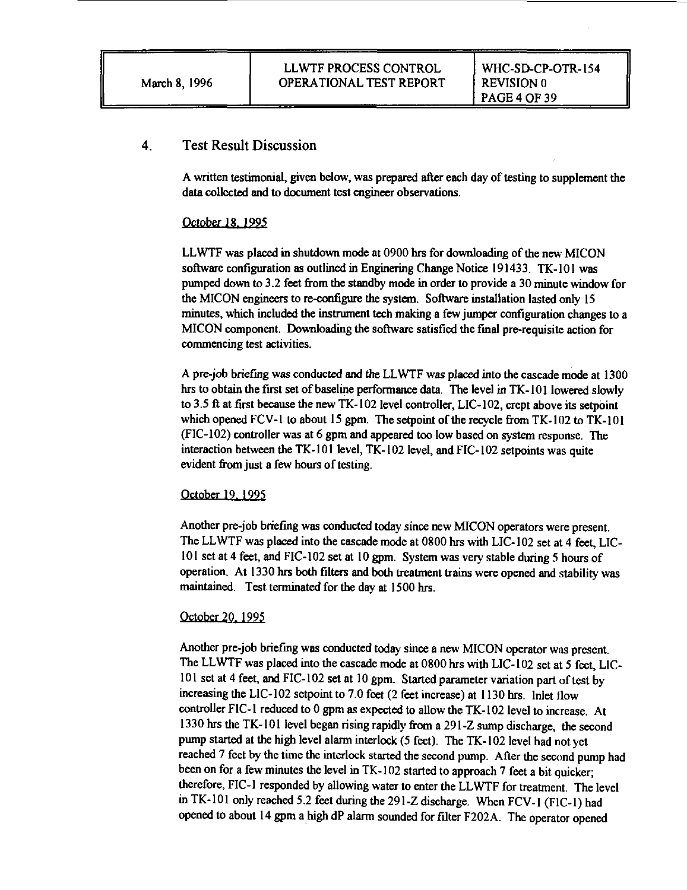## 4. Test Result Discussion

A written testimonial, given below, was prepared after each day of testing to supplement the data collected and to document test engineer observations.

October 18, 1995

LLWTF was placed in shutdown mode at 0900 hrs for downloading of the new MICON software configuration as outlined in Enginering Change Notice 191433. TK-101 was pumped down to 3.2 feet from the standby mode in order to provide a 30 minute window for the MICON engineers to re-configure the system. Software installation lasted only 15 minutes, which included the instrument tech making a few jumper configuration changes to a MICON component. Downloading the software satisfied the final pre-requisite action for commencing test activities.

A pre-job briefing was conducted and the LLWTF was placed into the cascade mode at 1300 hrs to obtain the first set of baseline performance data. The level in TK-101 lowered slowly to 3.5 ft at first because the new TK-102 level controller, LIC-102, crept above its setpoint which opened FCV-1 to about 15 gpm. The setpoint of the recycle from TK-102 to TK-101 (FIC-102) controller was at 6 gpm and appeared too low based on system response. The interaction between the TK-101 level, TK-102 level, and FIC-102 setpoints was quite evident from just a few hours of testing.

October 19, 1995

Another pre-job briefing was conducted today since new MICON operators were present. The LLWTF was placed into the cascade mode at 0800 hrs with LIC-102 set at 4 feet, LIC-101 set at 4 feet, and FIC-102 set at 10 gpm. System was very stable during 5 hours of operation. At 1330 hrs both filters and both treatment trains were opened and stability was maintained. Test terminated for the day at 1500 hrs.

October 20, 1995

Another pre-job briefing was conducted today since a new MICON operator was present. The LLWTF was placed into the cascade mode at 0800 hrs with LIC-102 set at 5 feet, LIC-101 set at 4 feet, and FIC-102 set at 10 gpm. Started parameter variation part of test by increasing the LIC-102 setpoint to 7.0 feet (2 feet increase) at 1130 hrs. Inlet flow controller FIC-1 reduced to 0 gpm as expected to allow the TK-102 level to increase. At 1330 hrs the TK-101 level began rising rapidly from a 291-Z sump discharge, the second pump started at the high level alarm interlock (5 feet). The TK-102 level had not yet reached 7 feet by the time the interlock started the second pump. After the second pump had been on for a few minutes the level in TK-102 started to approach 7 feet a bit quicker; therefore, FIC-1 responded by allowing water to enter the LLWTF for treatment. The level in TK-101 only reached 5.2 feet during the 291-Z discharge. When FCV-1 (FIC-1) had opened to about 14 gpm a high dP alarm sounded for filter F202A. The operator opened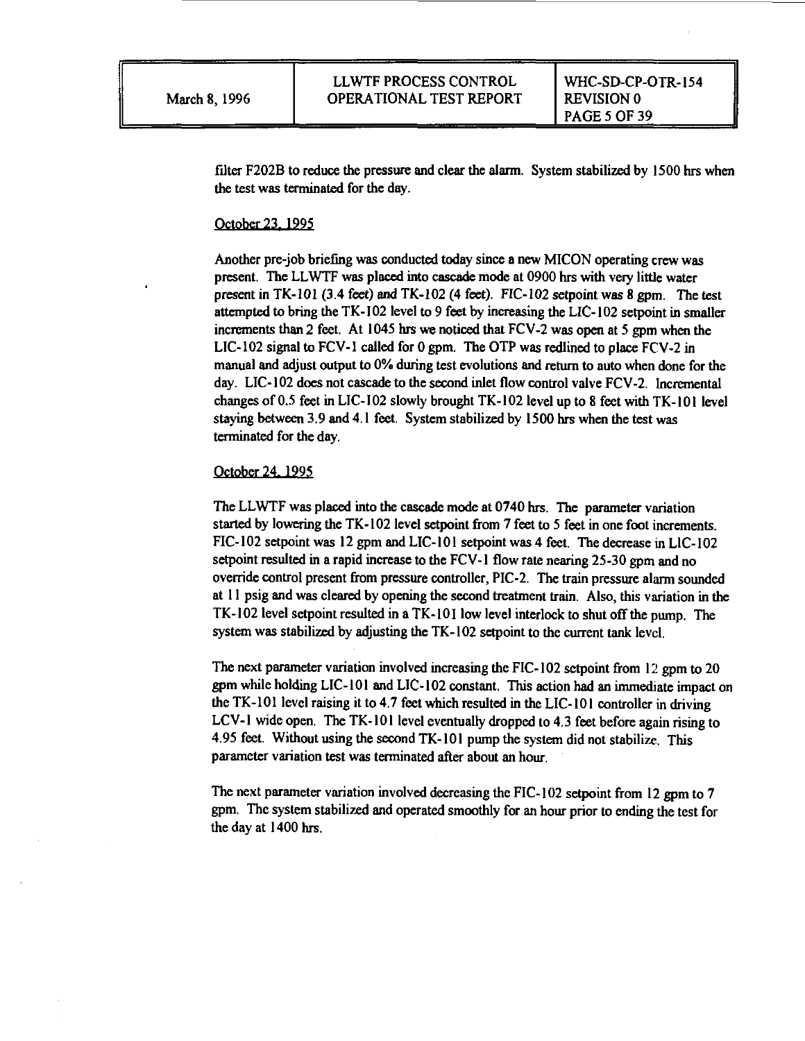filter F202B to reduce the pressure and clear the alarm. System stabilized by 1500 hrs when the test was terminated for the day.

October 23, 1995

Another pre-job briefing was conducted today since a new MICON operating crew was present. The LLWTF was placed into cascade mode at 0900 hrs with very little water present in TK-101 (3.4 feet) and TK-102 (4 feet). FIC-102 setpoint was 8 gpm. The test attempted to bring the TK-102 level to 9 feet by increasing the LIC-102 setpoint in smaller increments than 2 feet. At 1045 hrs we noticed that FCV-2 was open at 5 gpm when the LIC-102 signal to FCV-1 called for 0 gpm. The OTP was redlined to place FCV-2 in manual and adjust output to 0% during test evolutions and return to auto when done for the day. LIC-102 does not cascade to the second inlet flow control valve FCV-2. Incremental changes of 0.5 feet in LIC-102 slowly brought TK-102 level up to 8 feet with TK-101 level staying between 3.9 and 4.1 feet. System stabilized by 1500 hrs when the test was terminated for the day.

October 24, 1995

The LLWTF was placed into the cascade mode at 0740 hrs. The parameter variation started by lowering the TK-102 level setpoint from 7 feet to 5 feet in one foot increments. FIC-102 setpoint was 12 gpm and LIC-101 setpoint was 4 feet. The decrease in LIC-102 setpoint resulted in a rapid increase to the FCV-1 flow rate nearing 25-30 gpm and no override control present from pressure controller, PIC-2. The train pressure alarm sounded at 11 psig and was cleared by opening the second treatment train. Also, this variation in the TK-102 level setpoint resulted in a TK-101 low level interlock to shut off the pump. The system was stabilized by adjusting the TK-102 setpoint to the current tank level.

The next parameter variation involved increasing the FIC-102 setpoint from 12 gpm to 20 gpm while holding LIC-101 and LIC-102 constant. This action had an immediate impact on the TK-101 level raising it to 4.7 feet which resulted in the LIC-101 controller in driving LCV-1 wide open. The TK-101 level eventually dropped to 4.3 feet before again rising to 4.95 feet. Without using the second TK-101 pump the system did not stabilize. This parameter variation test was terminated after about an hour.

The next parameter variation involved decreasing the FIC-102 setpoint from 12 gpm to 7 gpm. The system stabilized and operated smoothly for an hour prior to ending the test for the day at 1400 hrs.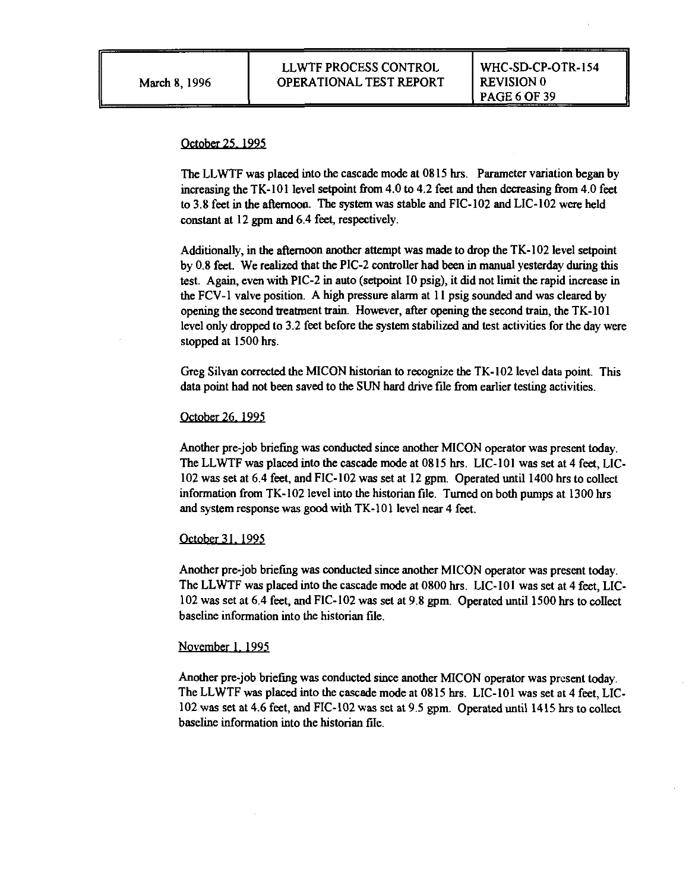October 25, 1995

The LLWTF was placed into the cascade mode at 0815 hrs. Parameter variation began by increasing the TK-101 level setpoint from 4.0 to 4.2 feet and then decreasing from 4.0 feet to 3.8 feet in the afternoon. The system was stable and FIC-102 and LIC-102 were held constant at 12 gpm and 6.4 feet, respectively.

Additionally, in the afternoon another attempt was made to drop the TK-102 level setpoint by 0.8 feet. We realized that the PIC-2 controller had been in manual yesterday during this test. Again, even with PIC-2 in auto (setpoint 10 psig), it did not limit the rapid increase in the FCV-1 valve position. A high pressure alarm at 11 psig sounded and was cleared by opening the second treatment train. However, after opening the second train, the TK-101 level only dropped to 3.2 feet before the system stabilized and test activities for the day were stopped at 1500 hrs.

Greg Silvan corrected the MICON historian to recognize the TK-102 level data point. This data point had not been saved to the SUN hard drive file from earlier testing activities.

October 26, 1995

Another pre-job briefing was conducted since another MICON operator was present today. The LLWTF was placed into the cascade mode at 0815 hrs. LIC-101 was set at 4 feet, LIC-102 was set at 6.4 feet, and FIC-102 was set at 12 gpm. Operated until 1400 hrs to collect information from TK-102 level into the historian file. Turned on both pumps at 1300 hrs and system response was good with TK-101 level near 4 feet.

October 31, 1995

Another pre-job briefing was conducted since another MICON operator was present today. The LLWTF was placed into the cascade mode at 0800 hrs. LIC-101 was set at 4 feet, LIC-102 was set at 6.4 feet, and FIC-102 was set at 9.8 gpm. Operated until 1500 hrs to collect baseline information into the historian file.

November 1, 1995

Another pre-job briefing was conducted since another MICON operator was present today. The LLWTF was placed into the cascade mode at 0815 hrs. LIC-101 was set at 4 feet, LIC-102 was set at 4.6 feet, and FIC-102 was set at 9.5 gpm. Operated until 1415 hrs to collect baseline information into the historian file.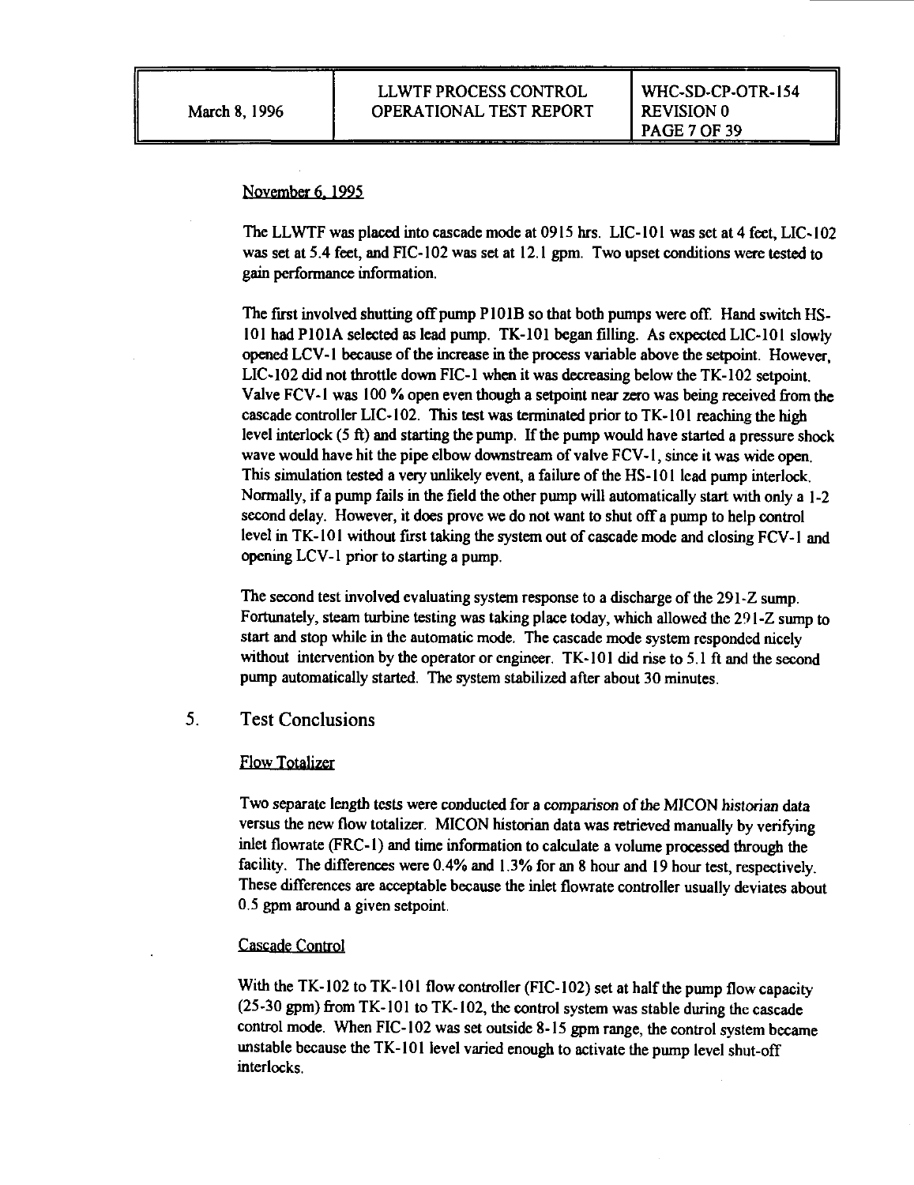November 6, 1995

The LLWTF was placed into cascade mode at 0915 hrs. LIC-101 was set at 4 feet, LIC-102 was set at 5.4 feet, and FIC-102 was set at 12.1 gpm. Two upset conditions were tested to gain performance information.

The first involved shutting off pump P101B so that both pumps were off. Hand switch HS-101 had P101A selected as lead pump. TK-101 began filling. As expected LIC-101 slowly opened LCV-1 because of the increase in the process variable above the setpoint. However, LIC-102 did not throttle down FIC-1 when it was decreasing below the TK-102 setpoint. Valve FCV-1 was 100 % open even though a setpoint near zero was being received from the cascade controller LIC-102. This test was terminated prior to TK-101 reaching the high level interlock (5 ft) and starting the pump. If the pump would have started a pressure shock wave would have hit the pipe elbow downstream of valve FCV-1, since it was wide open. This simulation tested a very unlikely event, a failure of the HS-101 lead pump interlock. Normally, if a pump fails in the field the other pump will automatically start with only a 1-2 second delay. However, it does prove we do not want to shut off a pump to help control level in TK-101 without first taking the system out of cascade mode and closing FCV-1 and opening LCV-1 prior to starting a pump.

The second test involved evaluating system response to a discharge of the 291-Z sump. Fortunately, steam turbine testing was taking place today, which allowed the 291-Z sump to start and stop while in the automatic mode. The cascade mode system responded nicely without intervention by the operator or engineer. TK-101 did rise to 5.1 ft and the second pump automatically started. The system stabilized after about 30 minutes.

## 5. Test Conclusions

Flow Totalizer

Two separate length tests were conducted for a comparison of the MICON historian data versus the new flow totalizer. MICON historian data was retrieved manually by verifying inlet flowrate (FRC-1) and time information to calculate a volume processed through the facility. The differences were 0.4% and 1.3% for an 8 hour and 19 hour test, respectively. These differences are acceptable because the inlet flowrate controller usually deviates about 0.5 gpm around a given setpoint.

Cascade Control

With the TK-102 to TK-101 flow controller (FIC-102) set at half the pump flow capacity (25-30 gpm) from TK-101 to TK-102, the control system was stable during the cascade control mode. When FIC-102 was set outside 8-15 gpm range, the control system became unstable because the TK-101 level varied enough to activate the pump level shut-off interlocks.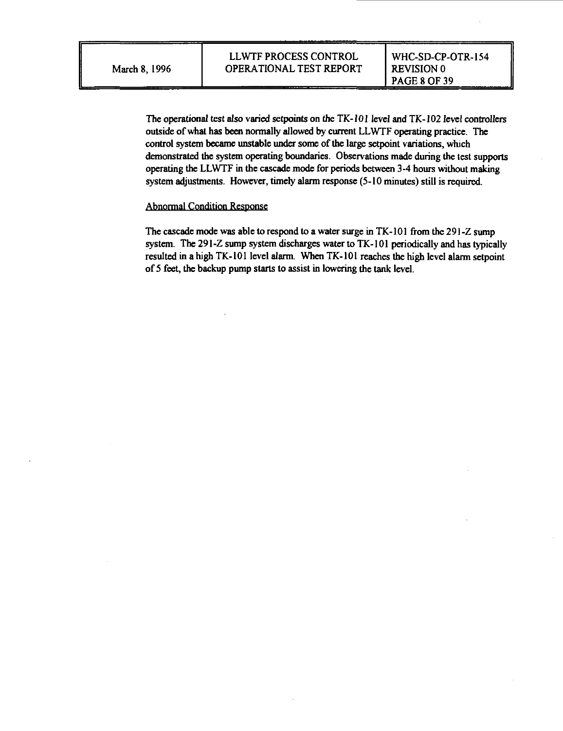The operational test also varied setpoints on the TK-101 level and TK-102 level controllers outside of what has been normally allowed by current LLWTF operating practice. The control system became unstable under some of the large setpoint variations, which demonstrated the system operating boundaries. Observations made during the test supports operating the LLWTF in the cascade mode for periods between 3-4 hours without making system adjustments. However, timely alarm response (5-10 minutes) still is required.

Abnormal Condition Response

The cascade mode was able to respond to a water surge in TK-101 from the 291-Z sump system. The 291-Z sump system discharges water to TK-101 periodically and has typically resulted in a high TK-101 level alarm. When TK-101 reaches the high level alarm setpoint of 5 feet, the backup pump starts to assist in lowering the tank level.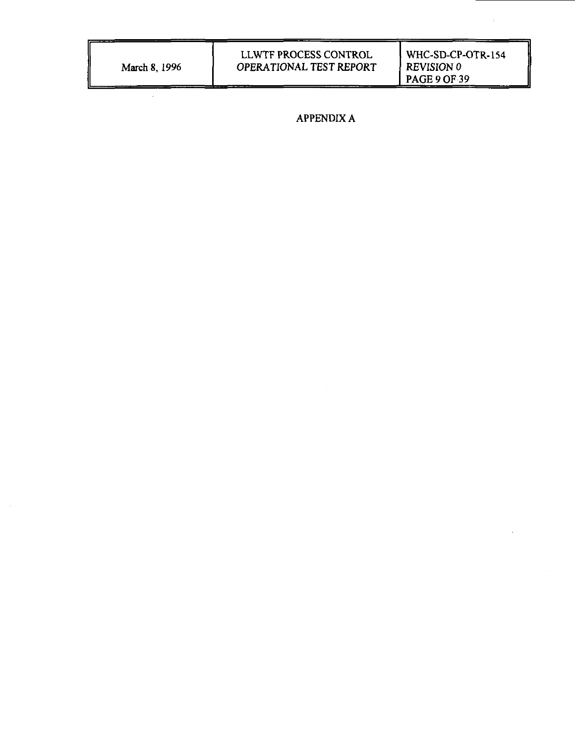# APPENDIX A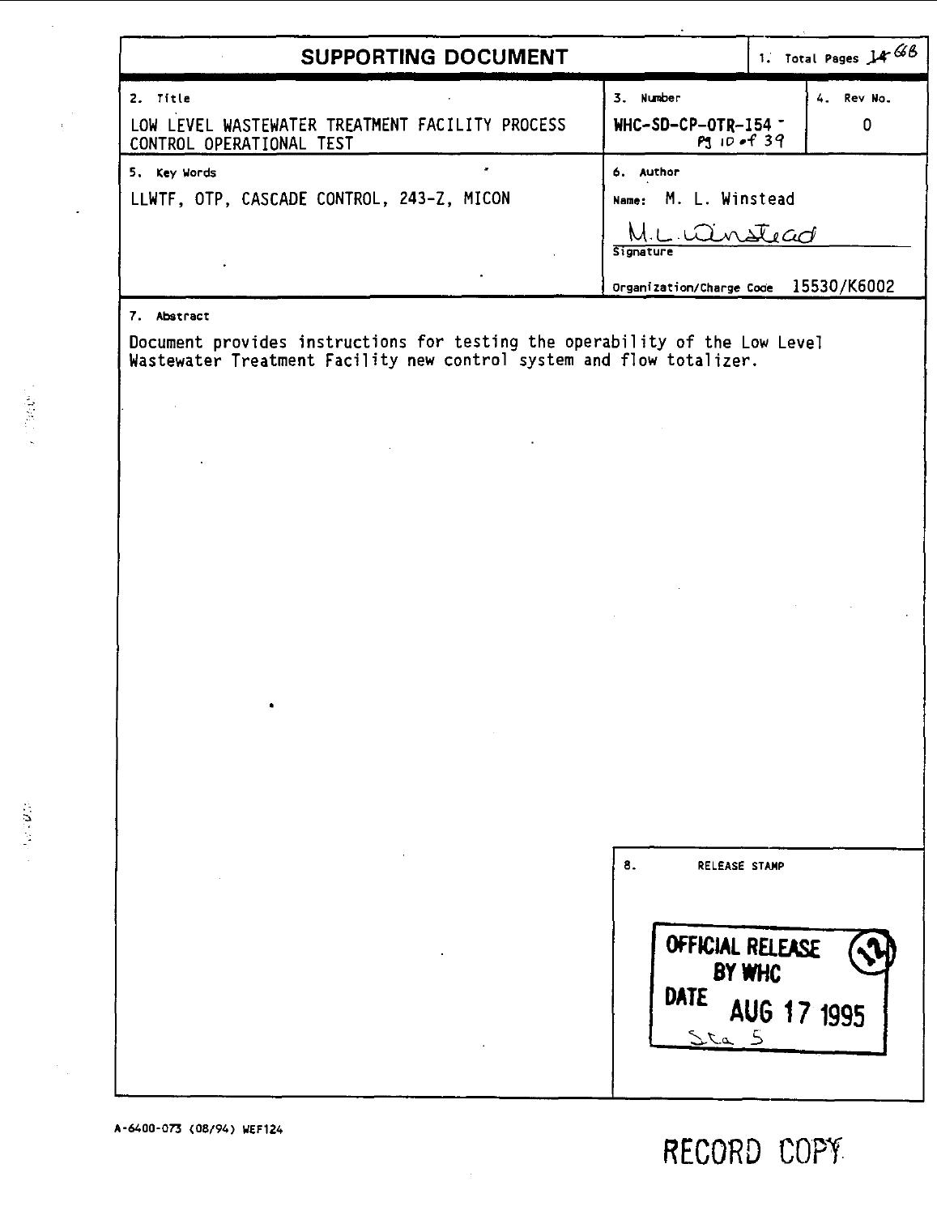# SUPPORTING DOCUMENT

| 1. Total Pages 14 68 | | |
|---|---|---|
| **2. Title** | **3. Number** | **4. Rev No.** |
| LOW LEVEL WASTEWATER TREATMENT FACILITY PROCESS CONTROL OPERATIONAL TEST | WHC-SD-CP-OTR-154 Pg 10 of 39 | 0 |
| **5. Key Words** | **6. Author** | |
| LLWTF, OTP, CASCADE CONTROL, 243-Z, MICON | Name: M. L. Winstead<br>M.L. Winstead<br>Signature<br>Organization/Charge Code 15530/K6002 | |

**7. Abstract**

Document provides instructions for testing the operability of the Low Level Wastewater Treatment Facility new control system and flow totalizer.

**8. RELEASE STAMP**

OFFICIAL RELEASE BY WHC
DATE AUG 17 1995
Sta 5
(12)

A-6400-073 (08/94) WEF124

RECORD COPY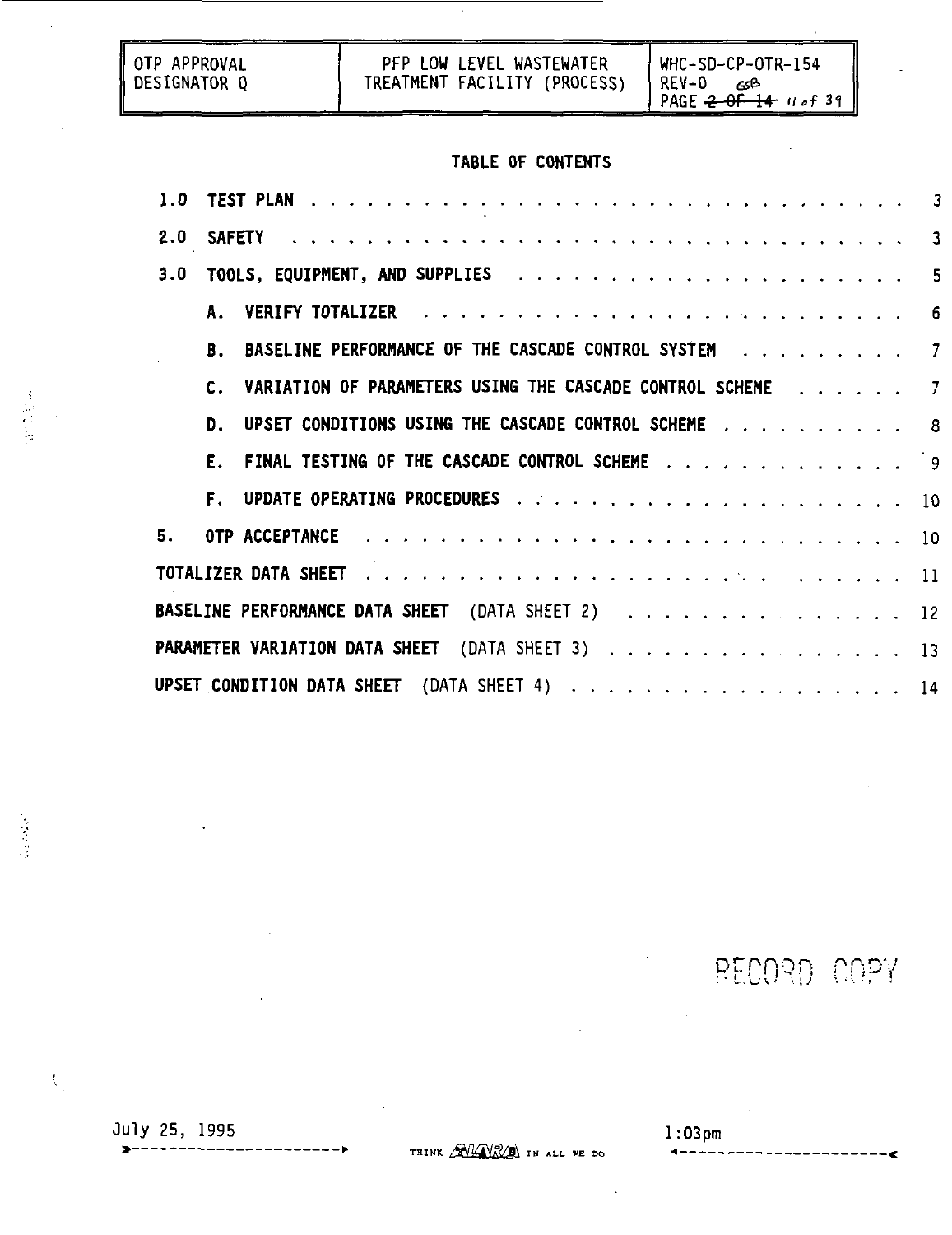## TABLE OF CONTENTS

| | | |
|---|---|---|
| 1.0 | TEST PLAN | 3 |
| 2.0 | SAFETY | 3 |
| 3.0 | TOOLS, EQUIPMENT, AND SUPPLIES | 5 |
| | A. VERIFY TOTALIZER | 6 |
| | B. BASELINE PERFORMANCE OF THE CASCADE CONTROL SYSTEM | 7 |
| | C. VARIATION OF PARAMETERS USING THE CASCADE CONTROL SCHEME | 7 |
| | D. UPSET CONDITIONS USING THE CASCADE CONTROL SCHEME | 8 |
| | E. FINAL TESTING OF THE CASCADE CONTROL SCHEME | 9 |
| | F. UPDATE OPERATING PROCEDURES | 10 |
| 5. | OTP ACCEPTANCE | 10 |
| | TOTALIZER DATA SHEET | 11 |
| | BASELINE PERFORMANCE DATA SHEET (DATA SHEET 2) | 12 |
| | PARAMETER VARIATION DATA SHEET (DATA SHEET 3) | 13 |
| | UPSET CONDITION DATA SHEET (DATA SHEET 4) | 14 |

RECORD COPY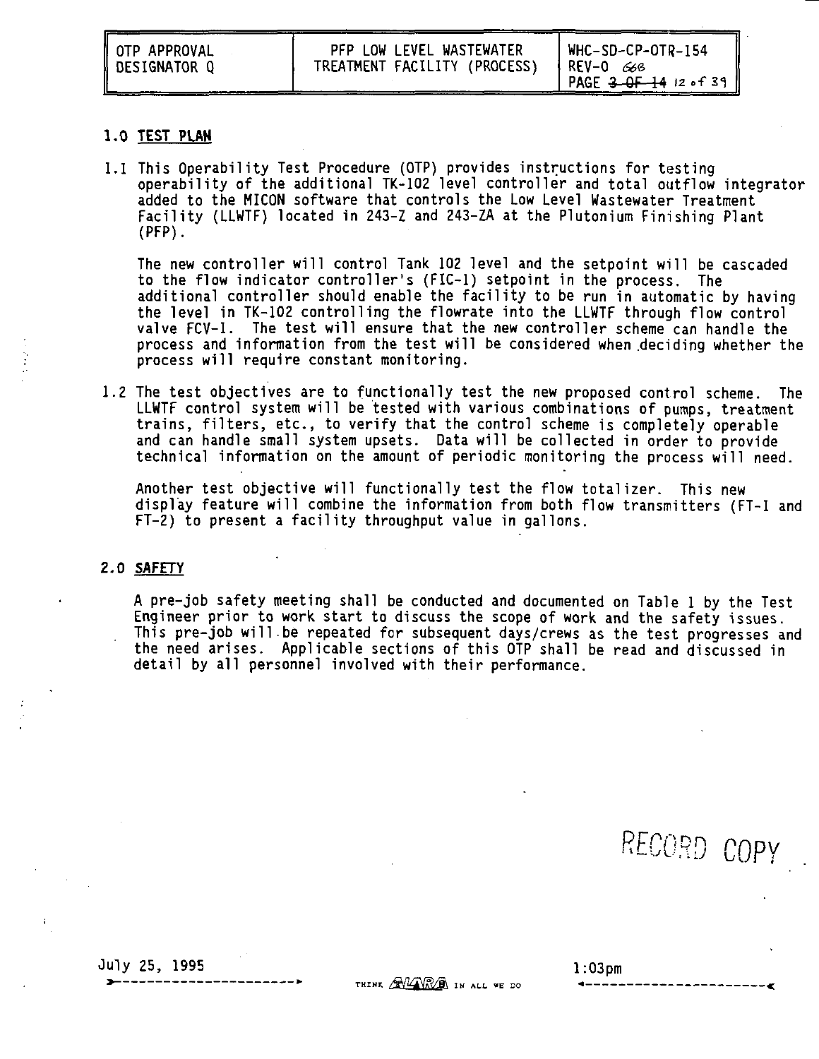## 1.0 TEST PLAN

1.1 This Operability Test Procedure (OTP) provides instructions for testing operability of the additional TK-102 level controller and total outflow integrator added to the MICON software that controls the Low Level Wastewater Treatment Facility (LLWTF) located in 243-Z and 243-ZA at the Plutonium Finishing Plant (PFP).

The new controller will control Tank 102 level and the setpoint will be cascaded to the flow indicator controller's (FIC-1) setpoint in the process. The additional controller should enable the facility to be run in automatic by having the level in TK-102 controlling the flowrate into the LLWTF through flow control valve FCV-1. The test will ensure that the new controller scheme can handle the process and information from the test will be considered when deciding whether the process will require constant monitoring.

1.2 The test objectives are to functionally test the new proposed control scheme. The LLWTF control system will be tested with various combinations of pumps, treatment trains, filters, etc., to verify that the control scheme is completely operable and can handle small system upsets. Data will be collected in order to provide technical information on the amount of periodic monitoring the process will need.

Another test objective will functionally test the flow totalizer. This new display feature will combine the information from both flow transmitters (FT-1 and FT-2) to present a facility throughput value in gallons.

## 2.0 SAFETY

A pre-job safety meeting shall be conducted and documented on Table 1 by the Test Engineer prior to work start to discuss the scope of work and the safety issues. This pre-job will be repeated for subsequent days/crews as the test progresses and the need arises. Applicable sections of this OTP shall be read and discussed in detail by all personnel involved with their performance.

RECORD COPY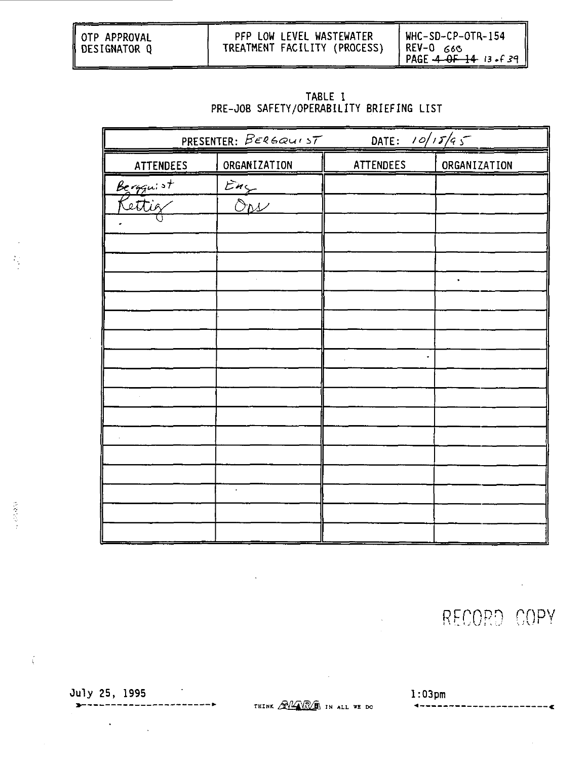# TABLE I
## PRE-JOB SAFETY/OPERABILITY BRIEFING LIST

| PRESENTER: BERGQUIST | | DATE: 10/15/95 | |
|---|---|---|---|
| ATTENDEES | ORGANIZATION | ATTENDEES | ORGANIZATION |
| Bergquist | Eng | | |
| Rettig | Ops | | |
| | | | |
| | | | |
| | | | |
| | | | |
| | | | |
| | | | |
| | | | |
| | | | |
| | | | |
| | | | |
| | | | |
| | | | |
| | | | |
| | | | |
| | | | |
| | | | |
| | | | |

RECORD COPY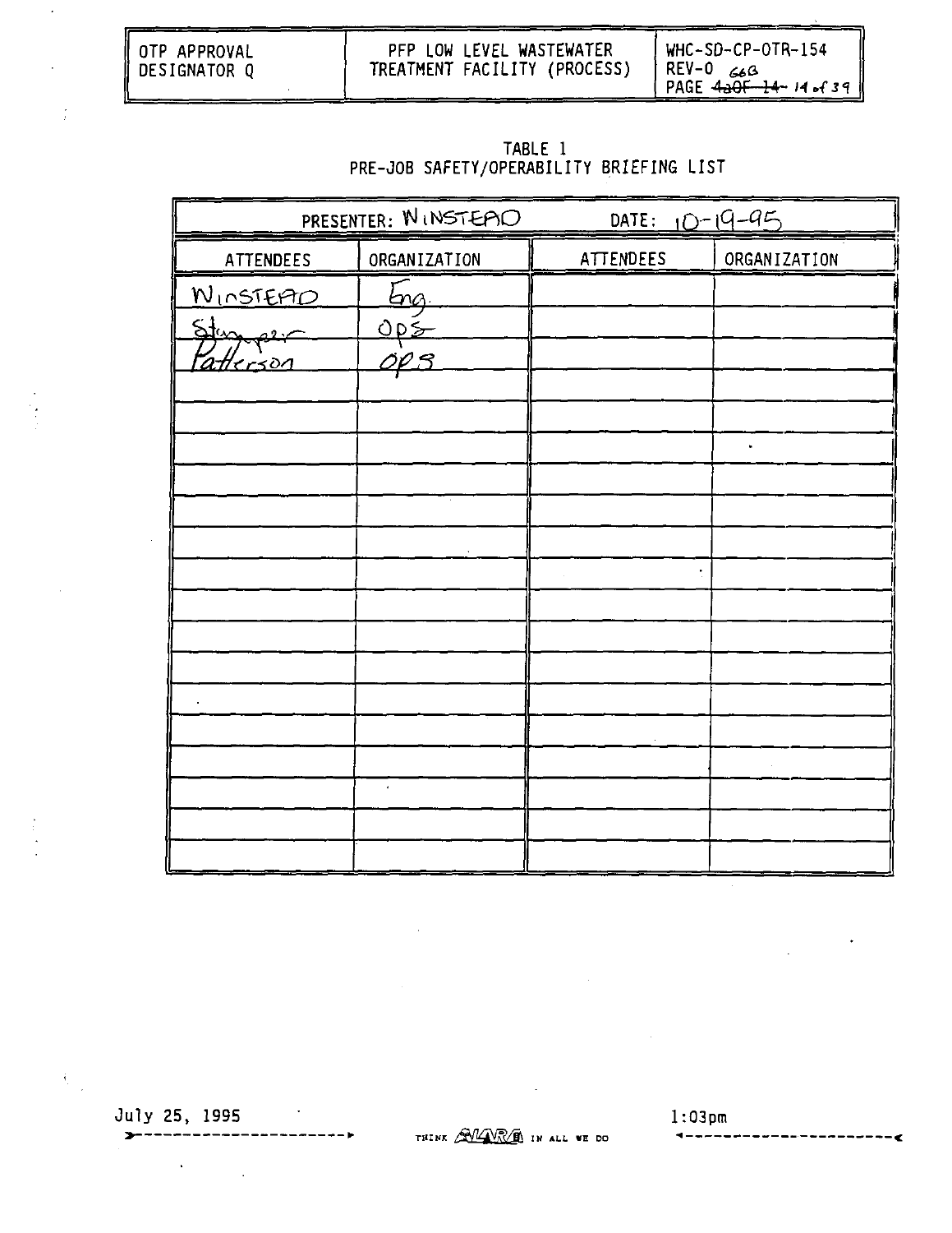| OTP APPROVAL DESIGNATOR Q | PFP LOW LEVEL WASTEWATER TREATMENT FACILITY (PROCESS) | WHC-SD-CP-OTR-154 REV-0 66B PAGE ~~4aOF 14~~ 14 of 39 |
|---|---|---|

TABLE 1
PRE-JOB SAFETY/OPERABILITY BRIEFING LIST

PRESENTER: WINSTEAD DATE: 10-19-95

| ATTENDEES | ORGANIZATION | ATTENDEES | ORGANIZATION |
|---|---|---|---|
| WINSTEAD | Eng. | | |
| Stamper | Ops | | |
| Patterson | Ops | | |
| | | | |
| | | | |
| | | | |
| | | | |
| | | | |
| | | | |
| | | | |
| | | | |
| | | | |
| | | | |
| | | | |
| | | | |
| | | | |
| | | | |
| | | | |
| | | | |

July 25, 1995 1:03pm

THINK ALARA IN ALL WE DO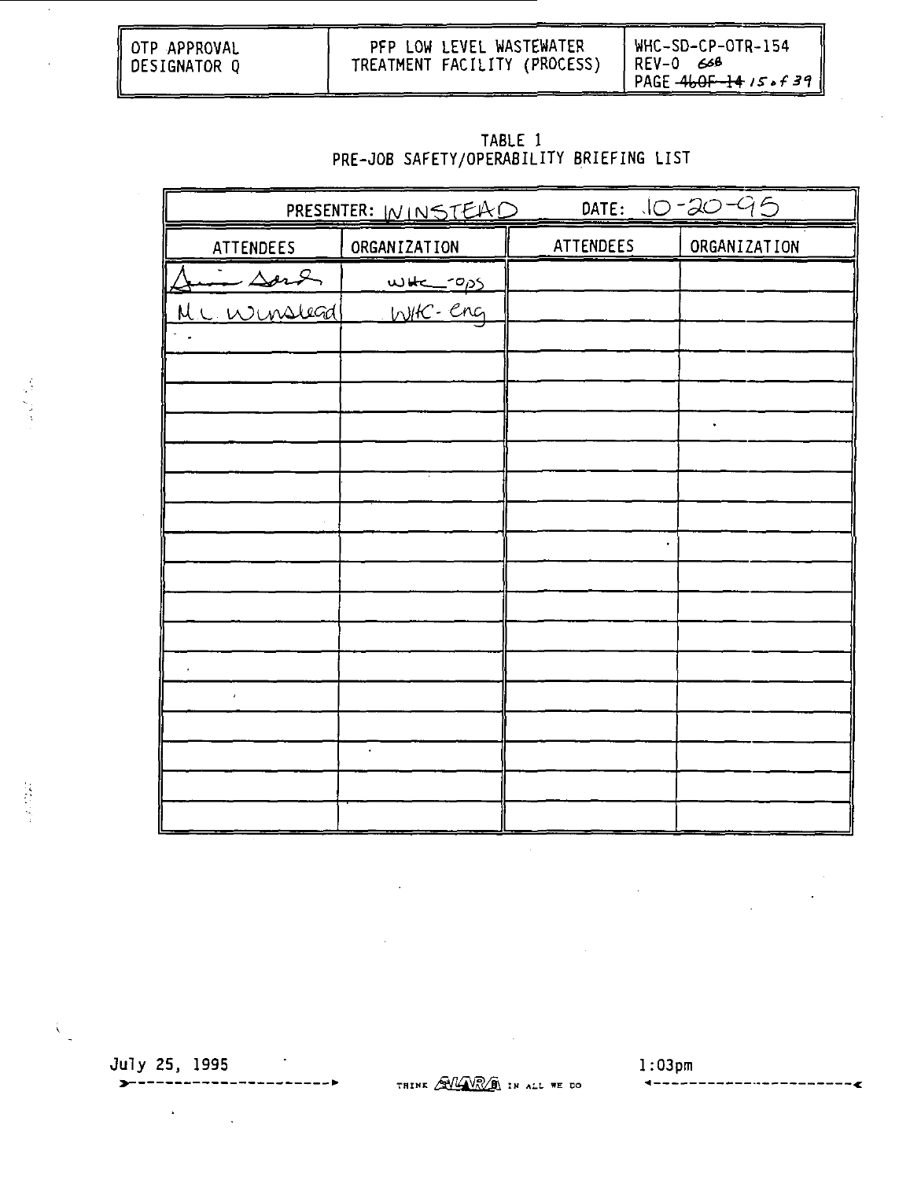| OTP APPROVAL DESIGNATOR Q | PFP LOW LEVEL WASTEWATER TREATMENT FACILITY (PROCESS) | WHC-SD-CP-OTR-154 REV-0 ~~4~~ PAGE ~~46OF-14~~ 15 of 39 |
|---|---|---|

TABLE 1
PRE-JOB SAFETY/OPERABILITY BRIEFING LIST

| PRESENTER: WINSTEAD | | DATE: 10-20-95 | |
|---|---|---|---|
| ATTENDEES | ORGANIZATION | ATTENDEES | ORGANIZATION |
| [signature] | WHC-Ops | | |
| M.L. Winstead | WHC-Eng | | |
| | | | |
| | | | |
| | | | |
| | | | |
| | | | |
| | | | |
| | | | |
| | | | |
| | | | |
| | | | |
| | | | |
| | | | |
| | | | |
| | | | |
| | | | |
| | | | |
| | | | |

July 25, 1995 1:03pm

THINK ALARA IN ALL WE DO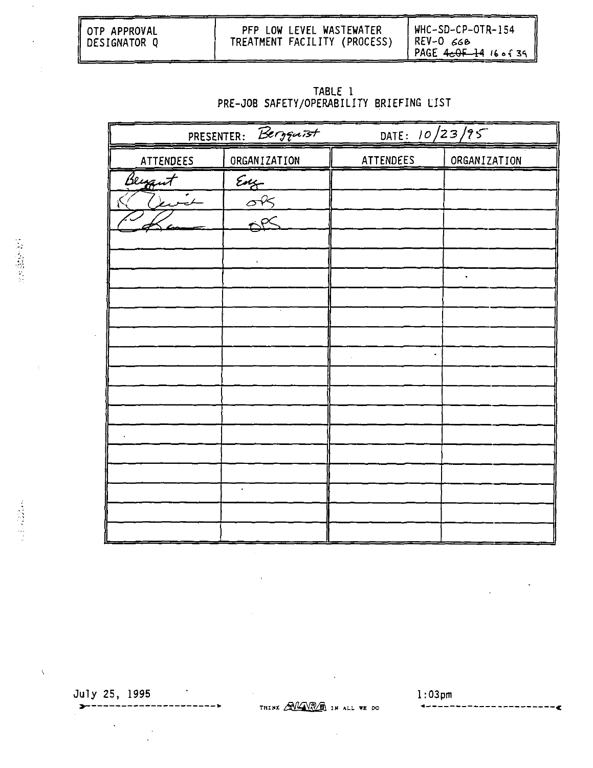# TABLE 1
## PRE-JOB SAFETY/OPERABILITY BRIEFING LIST

| PRESENTER: Bergquist | | DATE: 10/23/95 | |
|---|---|---|---|
| ATTENDEES | ORGANIZATION | ATTENDEES | ORGANIZATION |
| Bergquist | Eng | | |
| K. Lewis | OPS | | |
| C. Ram | OPS | | |
| | | | |
| | | | |
| | | | |
| | | | |
| | | | |
| | | | |
| | | | |
| | | | |
| | | | |
| | | | |
| | | | |
| | | | |
| | | | |
| | | | |
| | | | |
| | | | |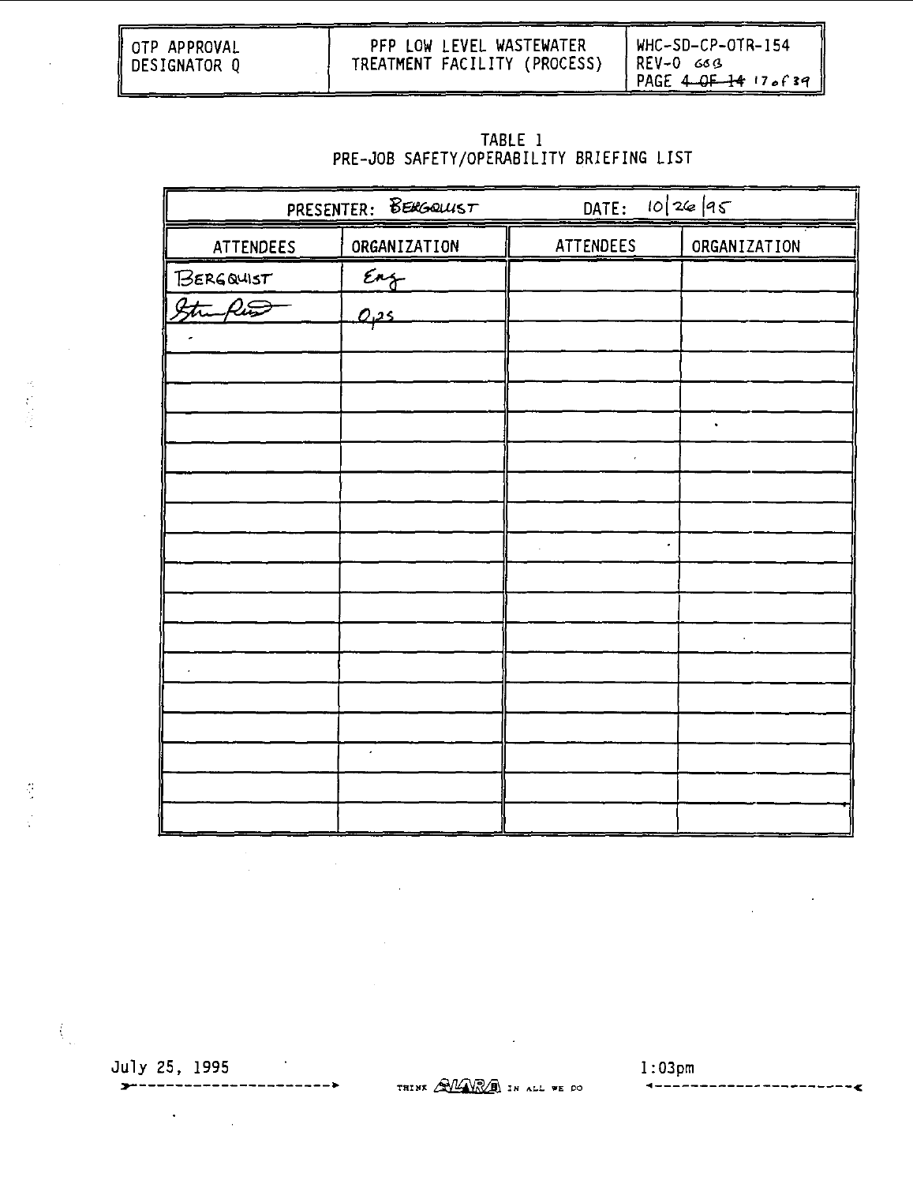| OTP APPROVAL DESIGNATOR Q | PFP LOW LEVEL WASTEWATER TREATMENT FACILITY (PROCESS) | WHC-SD-CP-OTR-154 REV-0 ~~6~~6B PAGE ~~4 OF 14~~ 17 of 39 |
|---|---|---|

## TABLE 1
## PRE-JOB SAFETY/OPERABILITY BRIEFING LIST

| PRESENTER: BERGQUIST | | DATE: 10/26/95 | |
|---|---|---|---|
| ATTENDEES | ORGANIZATION | ATTENDEES | ORGANIZATION |
| BERGQUIST | Eng | | |
| Stu Rist | Ops | | |
| | | | |
| | | | |
| | | | |
| | | | |
| | | | |
| | | | |
| | | | |
| | | | |
| | | | |
| | | | |
| | | | |
| | | | |
| | | | |
| | | | |
| | | | |
| | | | |
| | | | |

July 25, 1995 THINK ALARA IN ALL WE DO 1:03pm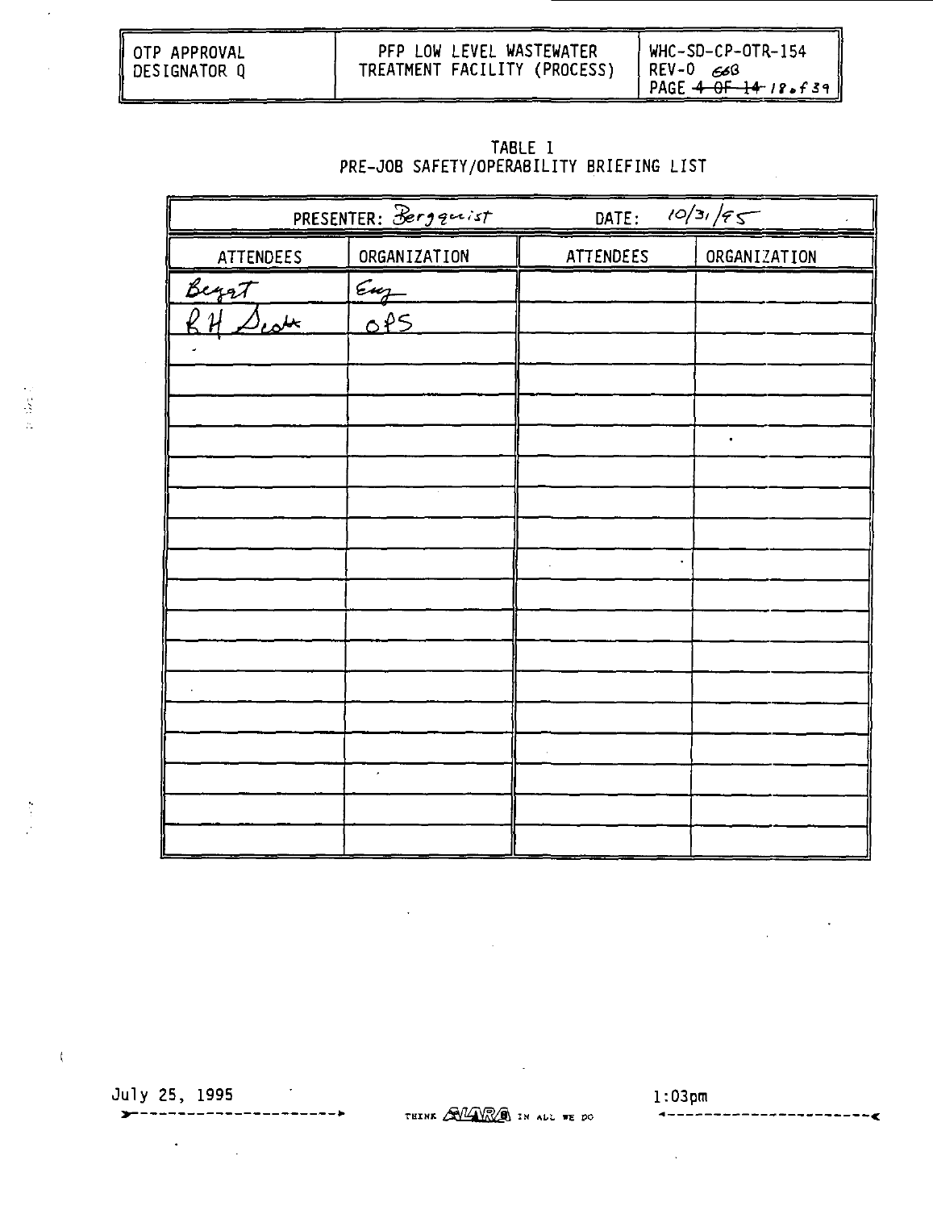| OTP APPROVAL DESIGNATOR Q | PFP LOW LEVEL WASTEWATER TREATMENT FACILITY (PROCESS) | WHC-SD-CP-OTR-154 REV-0 66B PAGE ~~4 OF 14~~ 18 of 39 |
|---|---|---|

TABLE 1
PRE-JOB SAFETY/OPERABILITY BRIEFING LIST

| PRESENTER: Bergquist | | DATE: 10/31/95 | |
|---|---|---|---|
| ATTENDEES | ORGANIZATION | ATTENDEES | ORGANIZATION |
| Beggt | Eng | | |
| RH Scott | OPS | | |
| | | | |
| | | | |
| | | | |
| | | | |
| | | | |
| | | | |
| | | | |
| | | | |
| | | | |
| | | | |
| | | | |
| | | | |
| | | | |
| | | | |
| | | | |
| | | | |
| | | | |

July 25, 1995 THINK ALARA IN ALL WE DO 1:03pm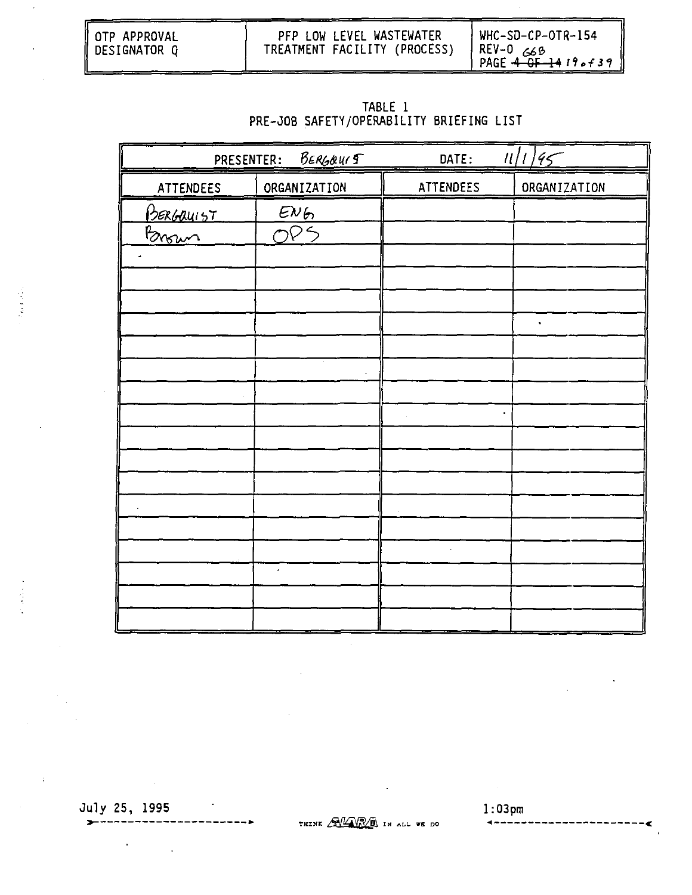| OTP APPROVAL DESIGNATOR Q | PFP LOW LEVEL WASTEWATER TREATMENT FACILITY (PROCESS) | WHC-SD-CP-OTR-154 REV-0 66B PAGE ~~4 OF 14~~ 19 of 39 |
|---|---|---|

TABLE 1
PRE-JOB SAFETY/OPERABILITY BRIEFING LIST

| PRESENTER: BERGQUIST | | DATE: 11/1/95 | |
|---|---|---|---|
| ATTENDEES | ORGANIZATION | ATTENDEES | ORGANIZATION |
| BERGQUIST | ENG | | |
| Brown | OPS | | |
| | | | |
| | | | |
| | | | |
| | | | |
| | | | |
| | | | |
| | | | |
| | | | |
| | | | |
| | | | |
| | | | |
| | | | |
| | | | |
| | | | |
| | | | |
| | | | |
| | | | |

July 25, 1995 THINK ALARA IN ALL WE DO 1:03pm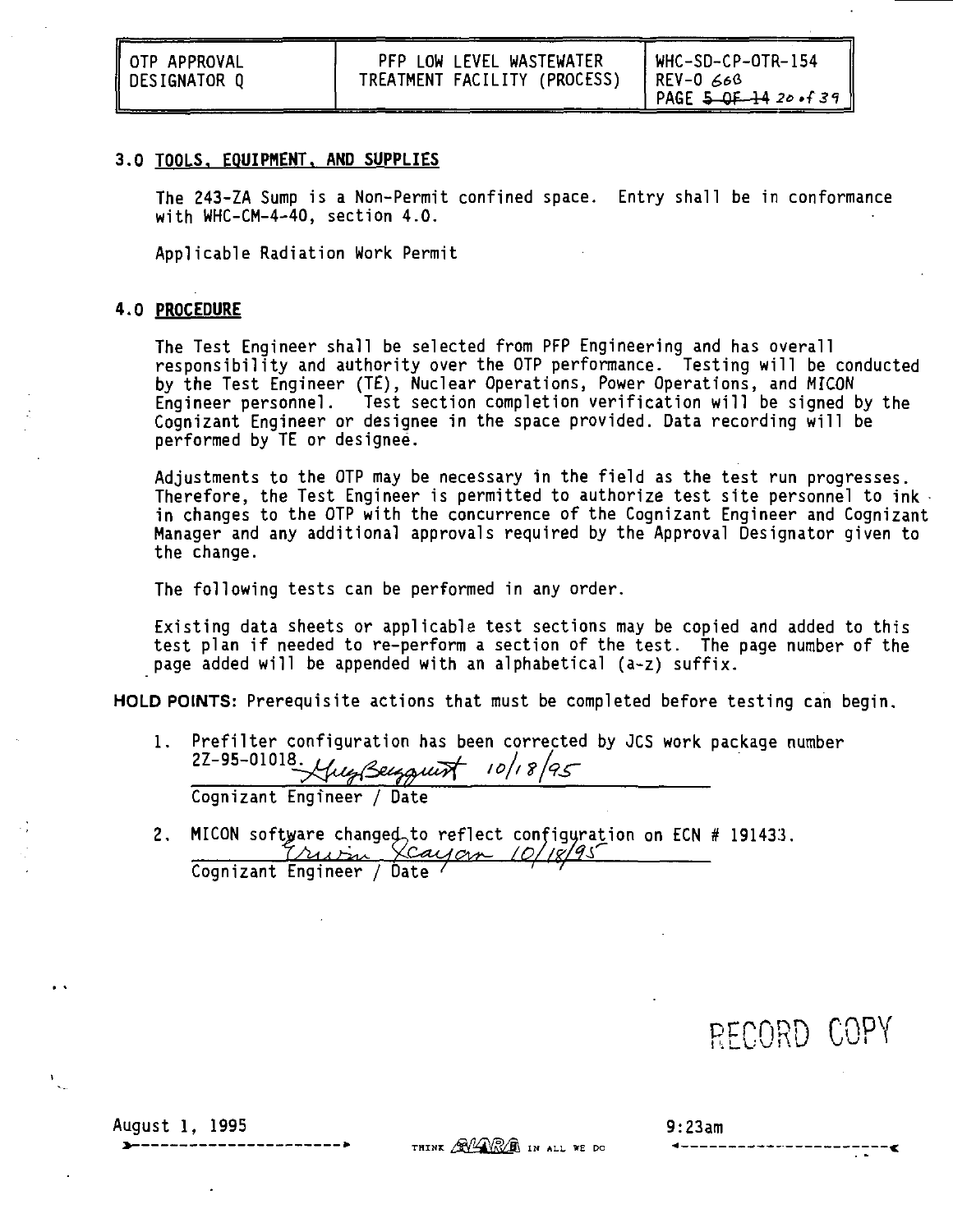## 3.0 TOOLS, EQUIPMENT, AND SUPPLIES

The 243-ZA Sump is a Non-Permit confined space. Entry shall be in conformance with WHC-CM-4-40, section 4.0.

Applicable Radiation Work Permit

## 4.0 PROCEDURE

The Test Engineer shall be selected from PFP Engineering and has overall responsibility and authority over the OTP performance. Testing will be conducted by the Test Engineer (TE), Nuclear Operations, Power Operations, and MICON Engineer personnel. Test section completion verification will be signed by the Cognizant Engineer or designee in the space provided. Data recording will be performed by TE or designee.

Adjustments to the OTP may be necessary in the field as the test run progresses. Therefore, the Test Engineer is permitted to authorize test site personnel to ink in changes to the OTP with the concurrence of the Cognizant Engineer and Cognizant Manager and any additional approvals required by the Approval Designator given to the change.

The following tests can be performed in any order.

Existing data sheets or applicable test sections may be copied and added to this test plan if needed to re-perform a section of the test. The page number of the page added will be appended with an alphabetical (a-z) suffix.

**HOLD POINTS:** Prerequisite actions that must be completed before testing can begin.

1. Prefilter configuration has been corrected by JCS work package number 2Z-95-01018. *Greg Bergquist 10/18/95*
   Cognizant Engineer / Date

2. MICON software changed to reflect configuration on ECN # 191433. *Irwin Xcayon 10/18/95*
   Cognizant Engineer / Date

RECORD COPY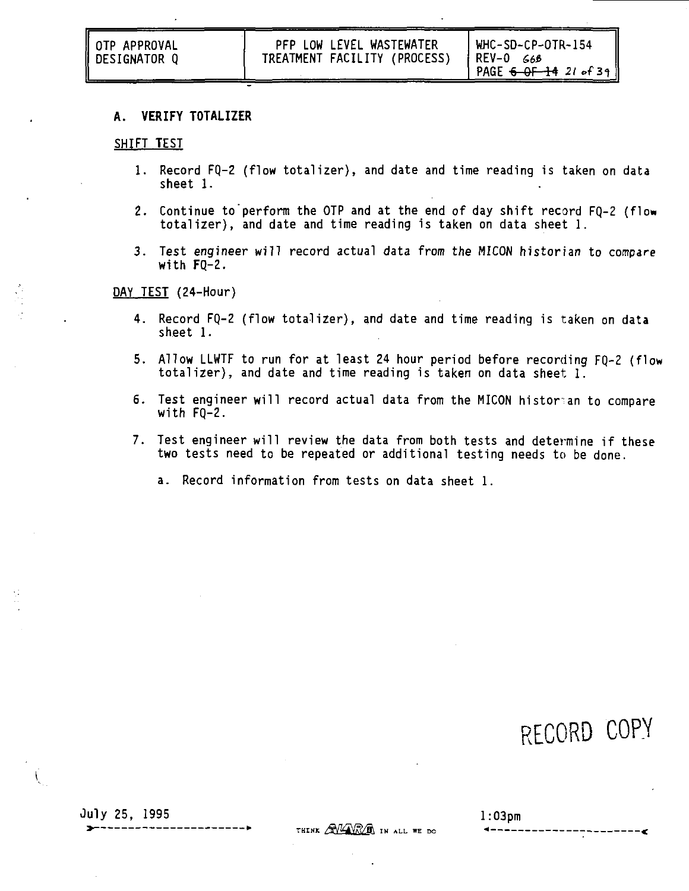## A. VERIFY TOTALIZER

SHIFT TEST

1. Record FQ-2 (flow totalizer), and date and time reading is taken on data sheet 1.

2. Continue to perform the OTP and at the end of day shift record FQ-2 (flow totalizer), and date and time reading is taken on data sheet 1.

3. Test engineer will record actual data from the MICON historian to compare with FQ-2.

DAY TEST (24-Hour)

4. Record FQ-2 (flow totalizer), and date and time reading is taken on data sheet 1.

5. Allow LLWTF to run for at least 24 hour period before recording FQ-2 (flow totalizer), and date and time reading is taken on data sheet 1.

6. Test engineer will record actual data from the MICON historian to compare with FQ-2.

7. Test engineer will review the data from both tests and determine if these two tests need to be repeated or additional testing needs to be done.

    a. Record information from tests on data sheet 1.

RECORD COPY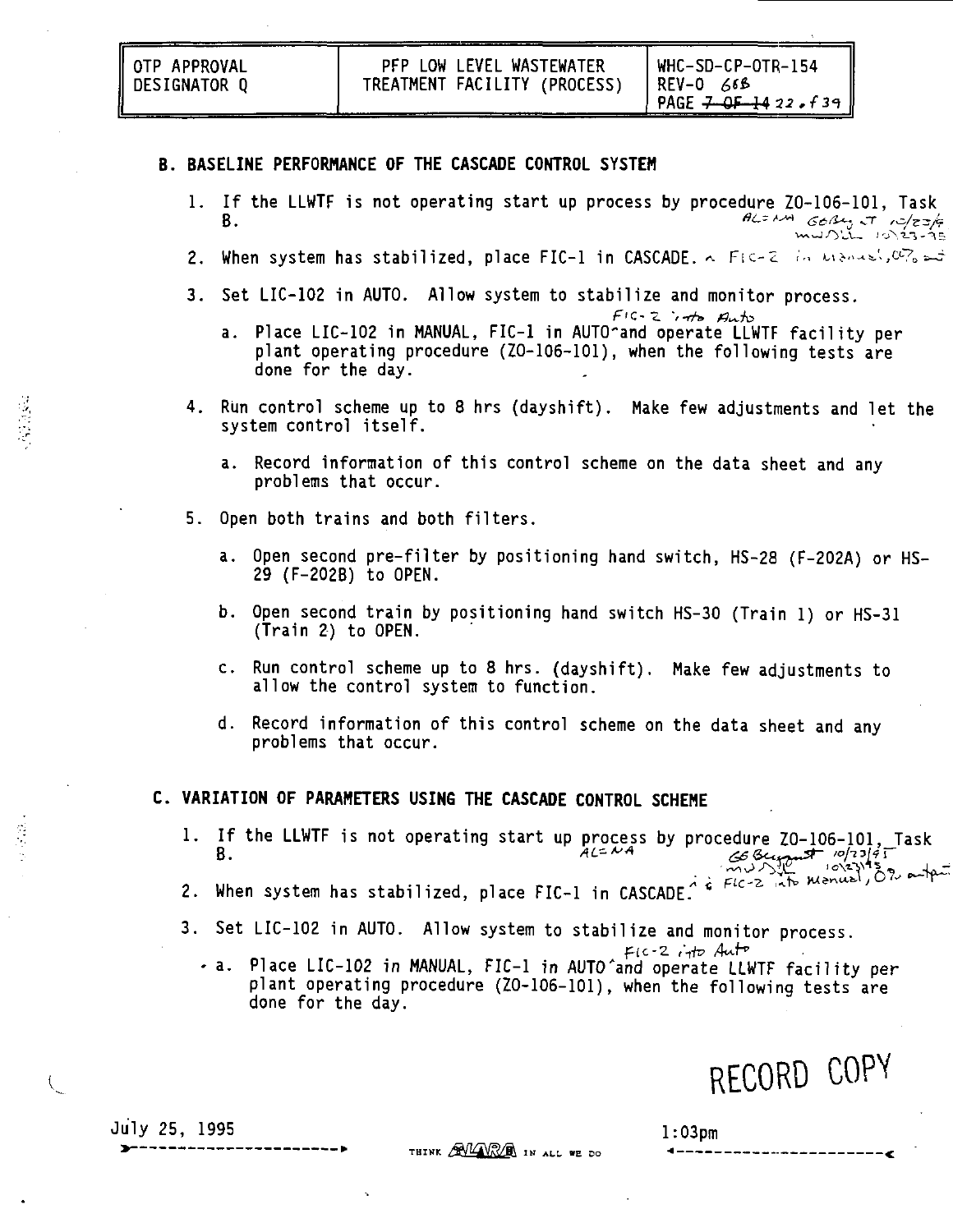## B. BASELINE PERFORMANCE OF THE CASCADE CONTROL SYSTEM

1. If the LLWTF is not operating start up process by procedure ZO-106-101, Task B. *AL=NA GG Bryant 10/23/95 MWD 10/23/95*

2. When system has stabilized, place FIC-1 in CASCADE. *& FIC-2 in Manual, 0% out*

3. Set LIC-102 in AUTO. Allow system to stabilize and monitor process.

   a. Place LIC-102 in MANUAL, FIC-1 in AUTO *FIC-2 into Auto* and operate LLWTF facility per plant operating procedure (ZO-106-101), when the following tests are done for the day.

4. Run control scheme up to 8 hrs (dayshift). Make few adjustments and let the system control itself.

   a. Record information of this control scheme on the data sheet and any problems that occur.

5. Open both trains and both filters.

   a. Open second pre-filter by positioning hand switch, HS-28 (F-202A) or HS-29 (F-202B) to OPEN.

   b. Open second train by positioning hand switch HS-30 (Train 1) or HS-31 (Train 2) to OPEN.

   c. Run control scheme up to 8 hrs. (dayshift). Make few adjustments to allow the control system to function.

   d. Record information of this control scheme on the data sheet and any problems that occur.

## C. VARIATION OF PARAMETERS USING THE CASCADE CONTROL SCHEME

1. If the LLWTF is not operating start up process by procedure ZO-106-101, Task B. *AL=NA GG Bryant 10/23/95 MWD 10/23/95*

2. When system has stabilized, place FIC-1 in CASCADE. *& FIC-2 into Manual, 0% output*

3. Set LIC-102 in AUTO. Allow system to stabilize and monitor process.

   a. Place LIC-102 in MANUAL, FIC-1 in AUTO *FIC-2 into Auto* and operate LLWTF facility per plant operating procedure (ZO-106-101), when the following tests are done for the day.

RECORD COPY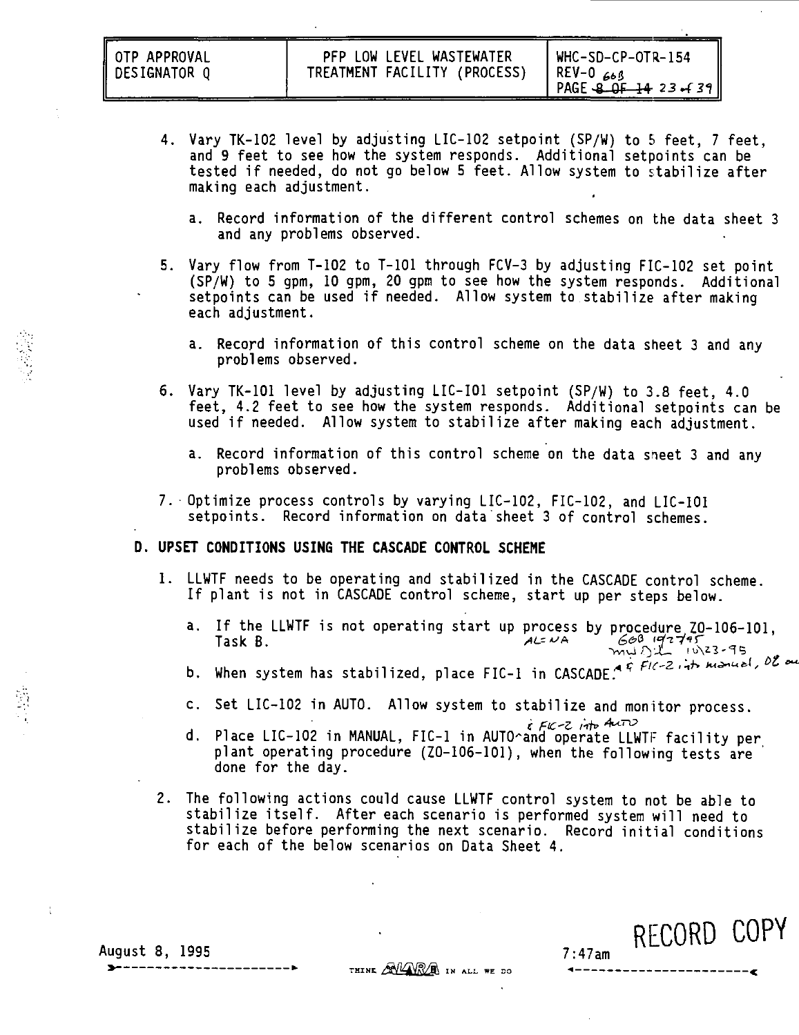4. Vary TK-102 level by adjusting LIC-102 setpoint (SP/W) to 5 feet, 7 feet, and 9 feet to see how the system responds. Additional setpoints can be tested if needed, do not go below 5 feet. Allow system to stabilize after making each adjustment.

   a. Record information of the different control schemes on the data sheet 3 and any problems observed.

5. Vary flow from T-102 to T-101 through FCV-3 by adjusting FIC-102 set point (SP/W) to 5 gpm, 10 gpm, 20 gpm to see how the system responds. Additional setpoints can be used if needed. Allow system to stabilize after making each adjustment.

   a. Record information of this control scheme on the data sheet 3 and any problems observed.

6. Vary TK-101 level by adjusting LIC-101 setpoint (SP/W) to 3.8 feet, 4.0 feet, 4.2 feet to see how the system responds. Additional setpoints can be used if needed. Allow system to stabilize after making each adjustment.

   a. Record information of this control scheme on the data sheet 3 and any problems observed.

7. Optimize process controls by varying LIC-102, FIC-102, and LIC-101 setpoints. Record information on data sheet 3 of control schemes.

**D. UPSET CONDITIONS USING THE CASCADE CONTROL SCHEME**

1. LLWTF needs to be operating and stabilized in the CASCADE control scheme. If plant is not in CASCADE control scheme, start up per steps below.

   a. If the LLWTF is not operating start up process by procedure ZO-106-101, Task B. AL=NA 66B 10/27/95 MWD 10\23-95

   b. When system has stabilized, place FIC-1 in CASCADE. & FIC-2 into manual, 0% out

   c. Set LIC-102 in AUTO. Allow system to stabilize and monitor process.

   d. Place LIC-102 in MANUAL, FIC-1 in AUTO & FIC-2 into AUTO and operate LLWTF facility per plant operating procedure (ZO-106-101), when the following tests are done for the day.

2. The following actions could cause LLWTF control system to not be able to stabilize itself. After each scenario is performed system will need to stabilize before performing the next scenario. Record initial conditions for each of the below scenarios on Data Sheet 4.

RECORD COPY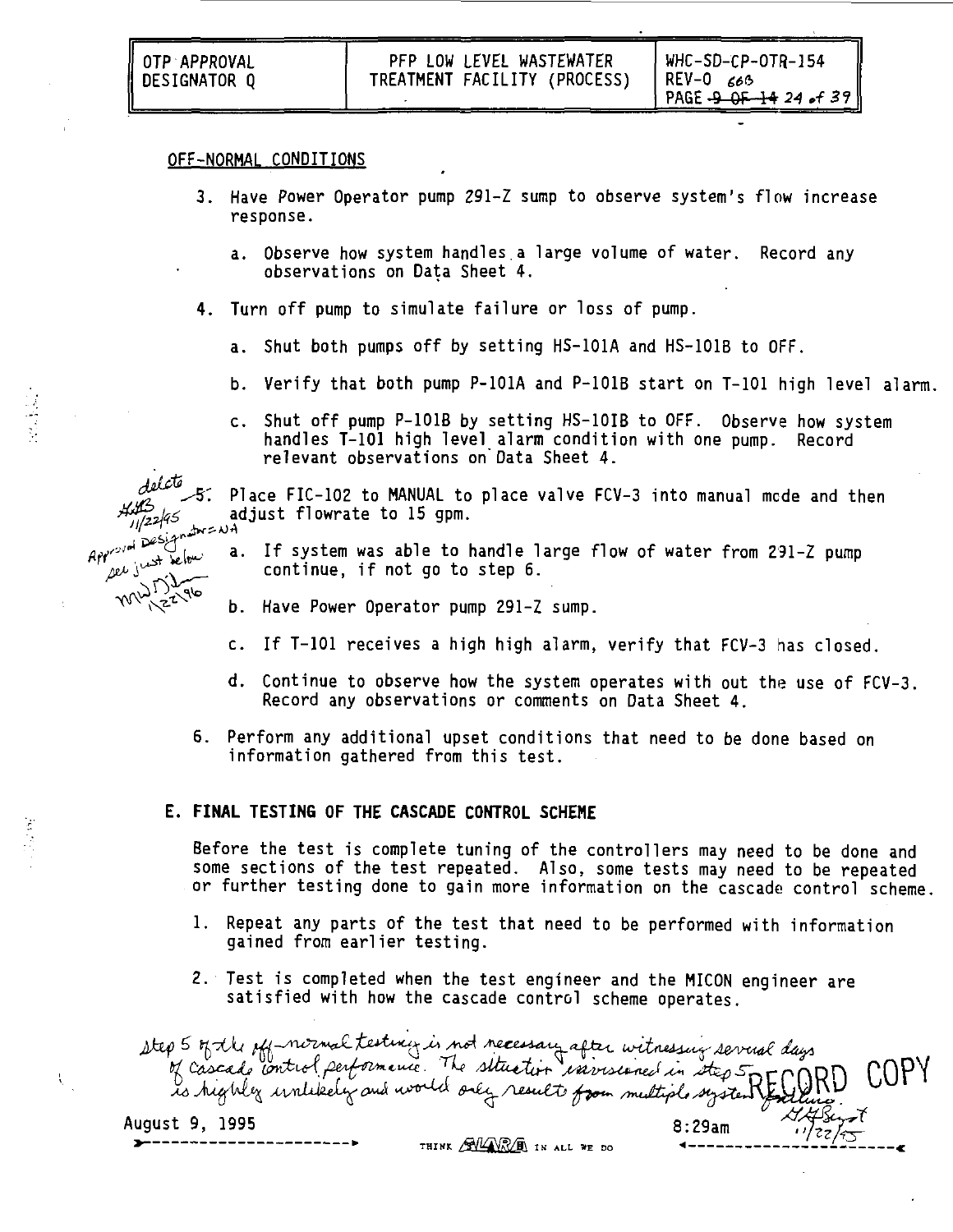OFF-NORMAL CONDITIONS

3. Have Power Operator pump 291-Z sump to observe system's flow increase response.

   a. Observe how system handles a large volume of water. Record any observations on Data Sheet 4.

4. Turn off pump to simulate failure or loss of pump.

   a. Shut both pumps off by setting HS-101A and HS-101B to OFF.

   b. Verify that both pump P-101A and P-101B start on T-101 high level alarm.

   c. Shut off pump P-101B by setting HS-101B to OFF. Observe how system handles T-101 high level alarm condition with one pump. Record relevant observations on Data Sheet 4.

*delete GGB 11/22/95 Approval Designator = NA see just below MWM 1/22/96*

5. Place FIC-102 to MANUAL to place valve FCV-3 into manual mode and then adjust flowrate to 15 gpm.

   a. If system was able to handle large flow of water from 291-Z pump continue, if not go to step 6.

   b. Have Power Operator pump 291-Z sump.

   c. If T-101 receives a high high alarm, verify that FCV-3 has closed.

   d. Continue to observe how the system operates with out the use of FCV-3. Record any observations or comments on Data Sheet 4.

6. Perform any additional upset conditions that need to be done based on information gathered from this test.

## E. FINAL TESTING OF THE CASCADE CONTROL SCHEME

Before the test is complete tuning of the controllers may need to be done and some sections of the test repeated. Also, some tests may need to be repeated or further testing done to gain more information on the cascade control scheme.

1. Repeat any parts of the test that need to be performed with information gained from earlier testing.

2. Test is completed when the test engineer and the MICON engineer are satisfied with how the cascade control scheme operates.

*Step 5 of the off-normal testing is not necessary after witnessing several days of cascade control performance. The situation envisioned in step 5 is highly unlikely and would only result from multiple system failure. GGBryot 11/22/95*

RECORD COPY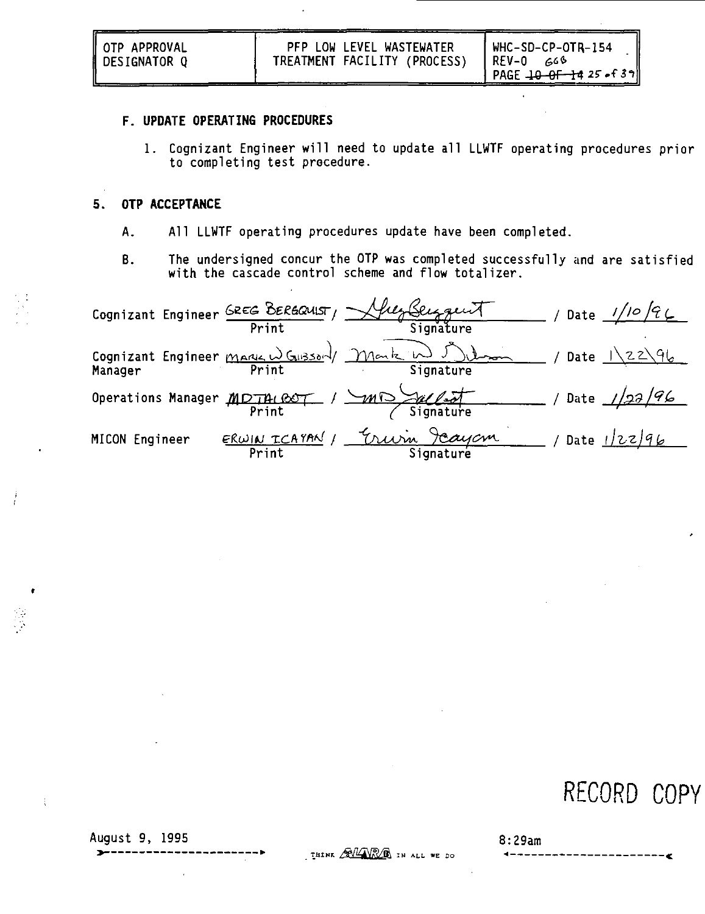### F. UPDATE OPERATING PROCEDURES

1. Cognizant Engineer will need to update all LLWTF operating procedures prior to completing test procedure.

## 5. OTP ACCEPTANCE

A. All LLWTF operating procedures update have been completed.

B. The undersigned concur the OTP was completed successfully and are satisfied with the cascade control scheme and flow totalizer.

Cognizant Engineer GREG BERGQUIST / Print / Signature / Date 1/10/96

Cognizant Engineer Manager MARK W GIBSON / Print / Signature / Date 1\22\96

Operations Manager MD TALBOT / Print / Signature / Date 1/22/96

MICON Engineer ERWIN ICAYAN / Print / Signature / Date 1/22/96

RECORD COPY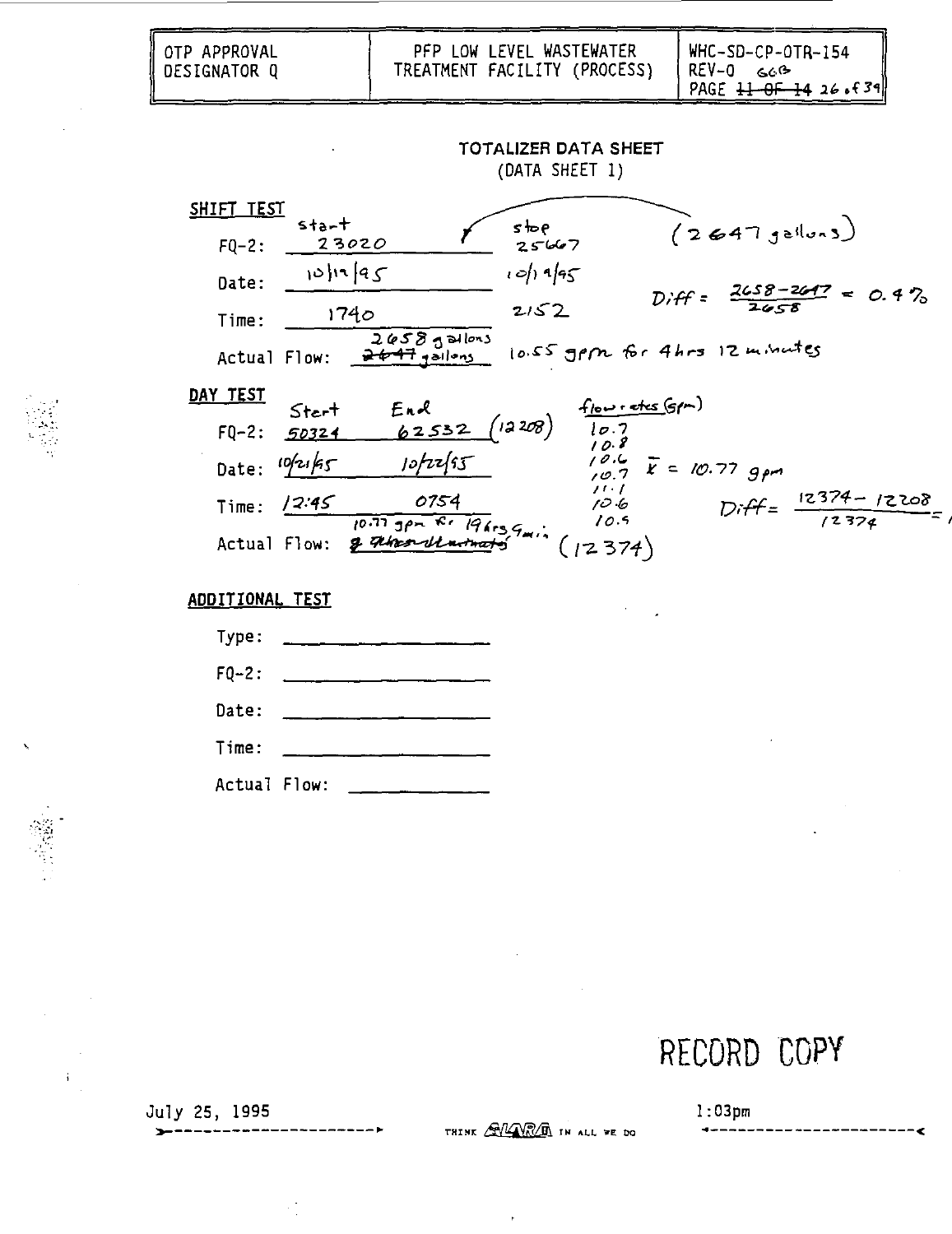| OTP APPROVAL DESIGNATOR Q | PFP LOW LEVEL WASTEWATER TREATMENT FACILITY (PROCESS) | WHC-SD-CP-OTR-154 REV-0 66B PAGE ~~11 OF 14~~ 26 of 39 |
|---|---|---|

## TOTALIZER DATA SHEET
(DATA SHEET 1)

### SHIFT TEST

| | start | stop |
|---|---|---|
| FQ-2: | 23020 | 25667 |
| Date: | 10/19/95 | 10/19/95 |
| Time: | 1740 | 2152 |
| Actual Flow: | 2658 gallons ~~2647~~ gallons | 10.55 gpm for 4 hrs 12 minutes |

(2647 gallons)

$$Diff = \frac{2658 - 2647}{2658} = 0.4\%$$

### DAY TEST

| | Start | End |
|---|---|---|
| FQ-2: | 50324 | 62532 (12208) |
| Date: | 10/21/95 | 10/22/95 |
| Time: | 12:45 | 0754 |
| Actual Flow: | ~~? ...~~ 10.77 gpm for 19 hrs 9 min | (12374) |

flow rates (gpm): 10.7, 10.8, 10.6, 10.7, 11.1, 10.6, 10.5

$\bar{x} = 10.77$ gpm

$$Diff = \frac{12374 - 12208}{12374} = 1$$

### ADDITIONAL TEST

Type: \_\_\_\_\_\_\_\_

FQ-2: \_\_\_\_\_\_\_\_

Date: \_\_\_\_\_\_\_\_

Time: \_\_\_\_\_\_\_\_

Actual Flow: \_\_\_\_\_\_\_\_

RECORD COPY

July 25, 1995 1:03pm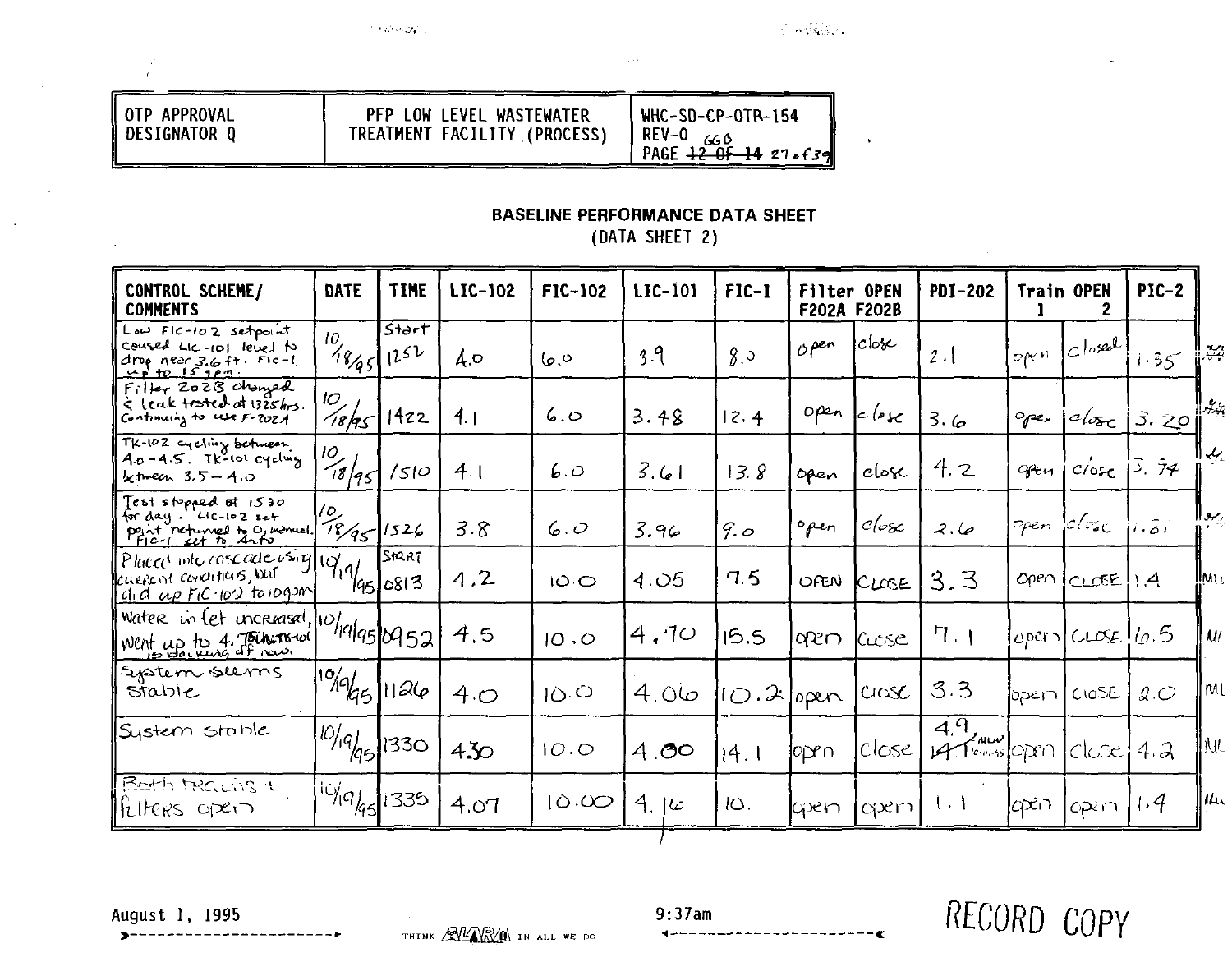| OTP APPROVAL DESIGNATOR Q | PFP LOW LEVEL WASTEWATER TREATMENT FACILITY (PROCESS) | WHC-SD-CP-OTR-154 REV-0 66B PAGE ~~12 OF 14~~ 27 of 39 |
|---|---|---|

## BASELINE PERFORMANCE DATA SHEET
(DATA SHEET 2)

| CONTROL SCHEME/ COMMENTS | DATE | TIME | LIC-102 | FIC-102 | LIC-101 | FIC-1 | Filter OPEN F202A | F202B | PDI-202 | Train OPEN 1 | 2 | PIC-2 |
|---|---|---|---|---|---|---|---|---|---|---|---|---|
| Low FIC-102 setpoint caused LIC-101 level to drop near 3.6 ft. FIC-1 up to 15 gpm. | 10/18/95 | Start 1252 | 4.0 | 6.0 | 3.9 | 8.0 | open | close | 2.1 | open | closed | 1.35 |
| Filter 202B changed & leak tested at 1325 hrs. Continuing to use F-202A | 10/18/95 | 1422 | 4.1 | 6.0 | 3.48 | 12.4 | open | close | 3.6 | open | close | 3.20 |
| TK-102 cycling between 4.0-4.5. TK-101 cycling between 3.5-4.0 | 10/18/95 | 1510 | 4.1 | 6.0 | 3.61 | 13.8 | open | close | 4.2 | open | close | 3.74 |
| Test stopped at 1530 for day. LIC-102 set point returned to 0, manual. FIC-1 set to Auto | 10/18/95 | 1526 | 3.8 | 6.0 | 3.96 | 9.0 | open | close | 2.6 | open | close | 1.01 |
| Placed into cascade using current conditions, but did up FIC-102 to 10gpm | 10/19/95 | START 0813 | 4.2 | 10.0 | 4.05 | 7.5 | OPEN | CLOSE | 3.3 | Open | CLOSE | 1.4 |
| Water inlet increased, went up to 4. TK-101 is backing off now. | 10/19/95 | 0952 | 4.5 | 10.0 | 4.70 | 15.5 | open | close | 7.1 | open | CLOSE | 6.5 |
| System seems stable | 10/19/95 | 1126 | 4.0 | 10.0 | 4.06 | 10.2 | open | close | 3.3 | open | CLOSE | 2.0 |
| System stable | 10/19/95 | 1330 | 4.30 | 10.0 | 4.00 | 14.1 | open | close | 4.9 ~~14.1~~ | open | close | 4.2 |
| Both trains + filters open | 10/19/95 | 1335 | 4.07 | 10.00 | 4.16 | 10. | open | open | 1.1 | open | open | 1.4 |

RECORD COPY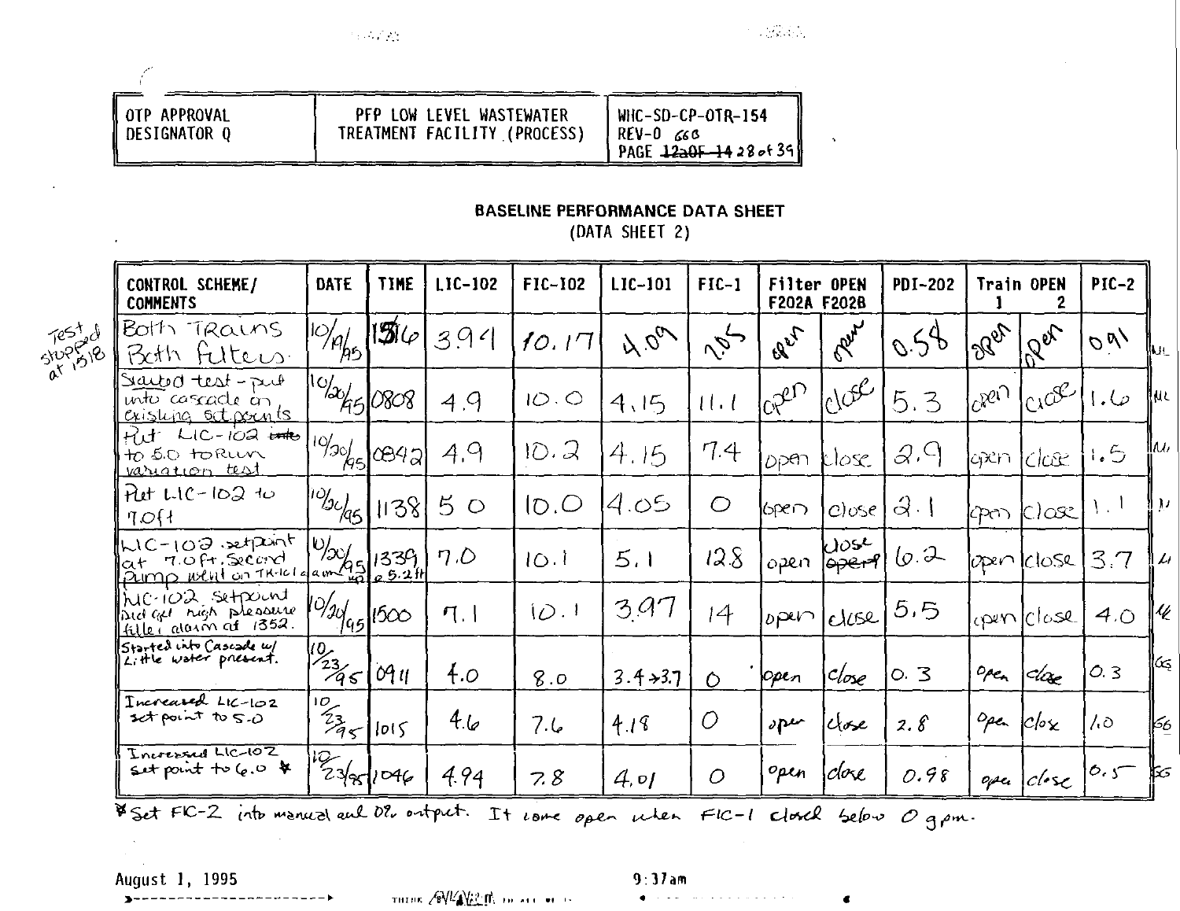| OTP APPROVAL DESIGNATOR Q | PFP LOW LEVEL WASTEWATER TREATMENT FACILITY (PROCESS) | WHC-SD-CP-OTR-154 REV-0 66G PAGE ~~12 OF 14~~ 28 of 39 |
|---|---|---|

## BASELINE PERFORMANCE DATA SHEET
(DATA SHEET 2)

| CONTROL SCHEME/ COMMENTS | DATE | TIME | LIC-102 | FIC-102 | LIC-101 | FIC-1 | Filter OPEN F202A | F202B | PDI-202 | Train OPEN 1 | 2 | PIC-2 | |
|---|---|---|---|---|---|---|---|---|---|---|---|---|---|
| Both Trains Both Filters. (Test stopped at 1518) | 10/19/95 | 1516 | 3.94 | 10.17 | 4.09 | 7.05 | open | open | 0.58 | open | open | 0.91 | ML |
| Started test - put into cascade on existing set points | 10/20/95 | 0808 | 4.9 | 10.0 | 4.15 | 11.1 | open | close | 5.3 | open | close | 1.6 | ML |
| Put LIC-102 ~~into~~ to 5.0 to Run variation test | 10/20/95 | 0842 | 4.9 | 10.2 | 4.15 | 7.4 | open | close | 2.9 | open | close | 1.5 | ML |
| Put LIC-102 to 7.0 ft | 10/20/95 | 1138 | 5.0 | 10.0 | 4.05 | 0 | open | close | 2.1 | open | close | 1.1 | ML |
| LIC-102 setpoint at 7.0 ft. Second pump went on TK-101 a am ?? | 10/20/95 | 1339 @ 5.2 ft | 7.0 | 10.1 | 5.1 | 12.8 | open | close ~~open~~ | 6.2 | open | close | 3.7 | ML |
| LIC-102 setpoint did get high pressure filter alarm at 1352. | 10/20/95 | 1500 | 7.1 | 10.1 | 3.97 | 14 | open | close | 5.5 | open | close | 4.0 | ML |
| Started into Cascade w/ Little water present. | 10/23/95 | 0911 | 4.0 | 8.0 | 3.4 → 3.7 | 0 | open | close | 0.3 | open | close | 0.3 | GS |
| Increased LIC-102 set point to 5.0 | 10/23/95 | 1015 | 4.6 | 7.6 | 4.18 | 0 | open | close | 2.8 | open | close | 1.0 | GS |
| Increased LIC-102 set point to 6.0 * | 10/23/95 | 1046 | 4.94 | 7.8 | 4.01 | 0 | open | close | 0.98 | open | close | 0.5 | GS |

* Set FIC-2 into manual and 0% output. It come open when FIC-1 closed below 0 gpm.

August 1, 1995 9:37am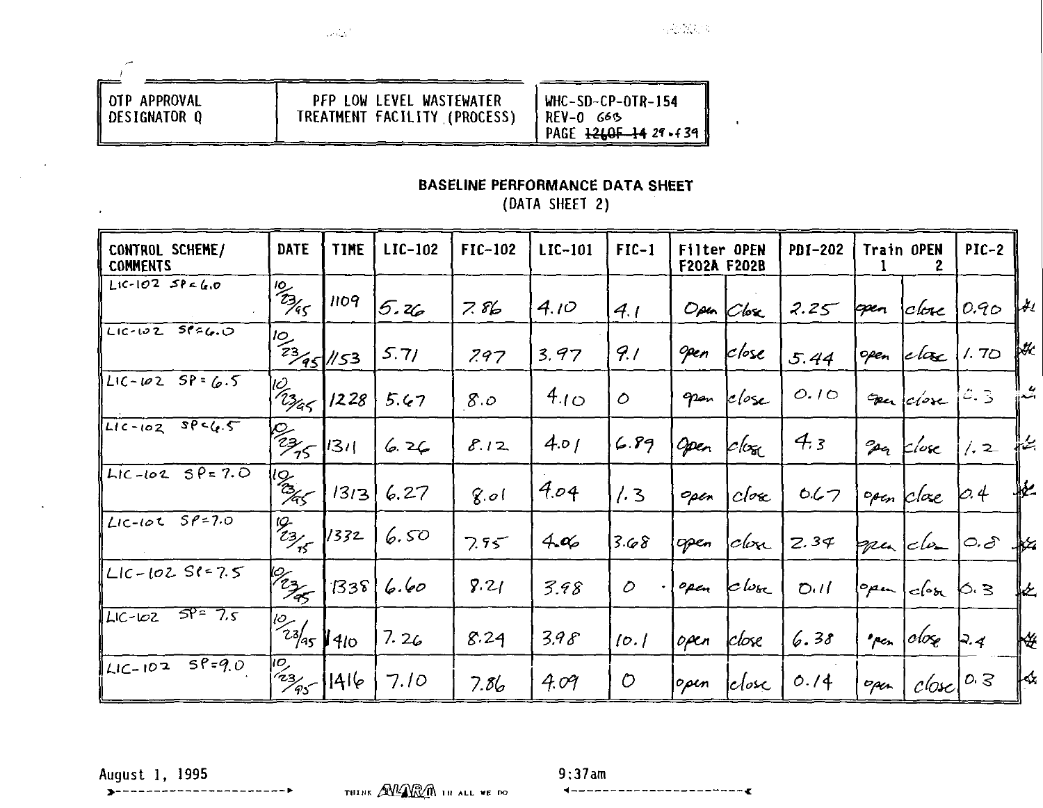| OTP APPROVAL DESIGNATOR Q | PFP LOW LEVEL WASTEWATER TREATMENT FACILITY (PROCESS) | WHC-SD-CP-OTR-154 REV-0 66B PAGE ~~126OF 14~~ 29 of 39 |
|---|---|---|

## BASELINE PERFORMANCE DATA SHEET

(DATA SHEET 2)

| CONTROL SCHEME/ COMMENTS | DATE | TIME | LIC-102 | FIC-102 | LIC-101 | FIC-1 | Filter OPEN F202A | F202B | PDI-202 | Train OPEN 1 | 2 | PIC-2 |
|---|---|---|---|---|---|---|---|---|---|---|---|---|
| LIC-102 SP<6.0 | 10/23/95 | 1109 | 5.26 | 7.86 | 4.10 | 4.1 | Open | Close | 2.25 | open | close | 0.90 |
| LIC-102 SP=6.0 | 10/23/95 | 1153 | 5.71 | 7.97 | 3.97 | 9.1 | open | close | 5.44 | open | close | 1.70 |
| LIC-102 SP=6.5 | 10/23/95 | 1228 | 5.67 | 8.0 | 4.10 | 0 | open | close | 0.10 | open | close | 0.3 |
| LIC-102 SP<6.5 | 10/23/95 | 1311 | 6.26 | 8.12 | 4.01 | 6.89 | Open | close | 4.3 | open | close | 1.2 |
| LIC-102 SP=7.0 | 10/23/95 | 1313 | 6.27 | 8.01 | 4.04 | 1.3 | open | close | 0.67 | open | close | 0.4 |
| LIC-102 SP=7.0 | 10/23/95 | 1332 | 6.50 | 7.95 | 4.06 | 3.68 | open | close | 2.34 | open | close | 0.8 |
| LIC-102 SP=7.5 | 10/23/95 | 1338 | 6.60 | 8.21 | 3.98 | 0 | open | close | 0.11 | open | close | 0.3 |
| LIC-102 SP=7.5 | 10/23/95 | 1410 | 7.26 | 8.24 | 3.98 | 10.1 | open | close | 6.38 | open | close | 2.4 |
| LIC-102 SP=9.0 | 10/23/95 | 1416 | 7.10 | 7.86 | 4.09 | 0 | open | close | 0.14 | open | close | 0.3 |

August 1, 1995 9:37am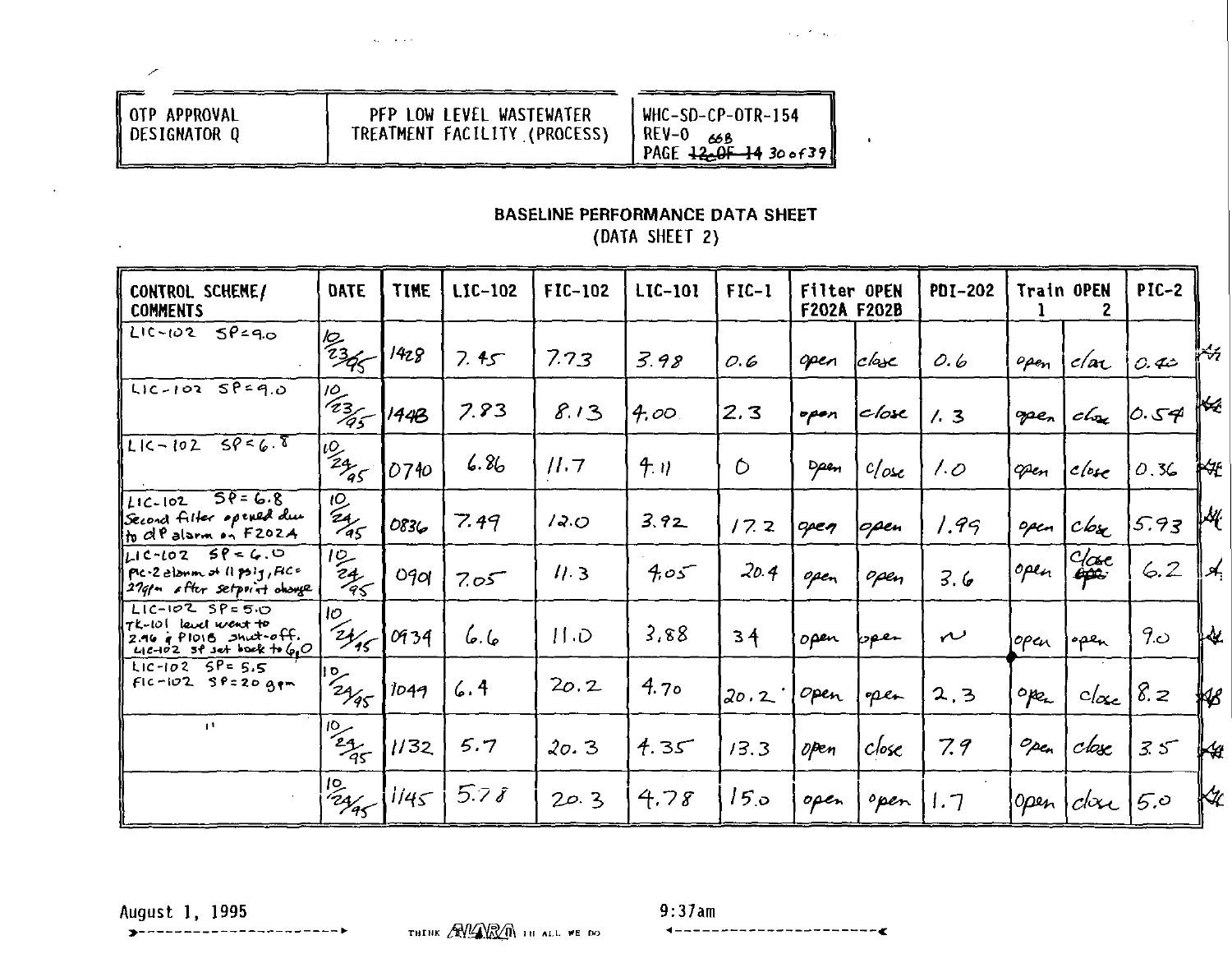| OTP APPROVAL DESIGNATOR Q | PFP LOW LEVEL WASTEWATER TREATMENT FACILITY (PROCESS) | WHC-SD-CP-OTR-154 REV-0 66B PAGE ~~12 OF 14~~ 30 of 39 |
|---|---|---|

## BASELINE PERFORMANCE DATA SHEET
(DATA SHEET 2)

| CONTROL SCHEME/ COMMENTS | DATE | TIME | LIC-102 | FIC-102 | LIC-101 | FIC-1 | Filter OPEN F202A | F202B | PDI-202 | Train OPEN 1 | 2 | PIC-2 |
|---|---|---|---|---|---|---|---|---|---|---|---|---|
| LIC-102 SP=9.0 | 10/23/95 | 1428 | 7.45 | 7.73 | 3.98 | 0.6 | open | close | 0.6 | open | close | 0.40 |
| LIC-102 SP=9.0 | 10/23/95 | 1448 | 7.83 | 8.13 | 4.00 | 2.3 | open | close | 1.3 | open | close | 0.54 |
| LIC-102 SP=6.8 | 10/24/95 | 0740 | 6.86 | 11.7 | 4.11 | 0 | open | close | 1.0 | open | close | 0.36 |
| LIC-102 SP=6.8 Second filter opened due to dP alarm on F202A | 10/24/95 | 0836 | 7.49 | 12.0 | 3.92 | 17.2 | open | open | 1.99 | open | close | 5.93 |
| LIC-102 SP=6.0 PIC-2 alarm at 11 psig, FIC=27gpm after setpoint change | 10/24/95 | 0901 | 7.05 | 11.3 | 4.05 | 20.4 | open | open | 3.6 | open | ~~open~~ close | 6.2 |
| LIC-102 SP=5.0 TK-101 level went to 2.96 & P101B shut-off. LIC-102 SP set back to 6.0 | 10/24/95 | 0934 | 6.6 | 11.0 | 3.88 | 34 | open | open | ~ | open | open | 9.0 |
| LIC-102 SP=5.5 FIC-102 SP=20 gpm | 10/24/95 | 1049 | 6.4 | 20.2 | 4.70 | 20.2 | open | open | 2.3 | open | close | 8.2 |
| " | 10/24/95 | 1132 | 5.7 | 20.3 | 4.35 | 13.3 | open | close | 7.9 | open | close | 3.5 |
| | 10/24/95 | 1145 | 5.78 | 20.3 | 4.78 | 15.0 | open | open | 1.7 | open | close | 5.0 |

August 1, 1995 9:37am

THINK ALARA IN ALL WE DO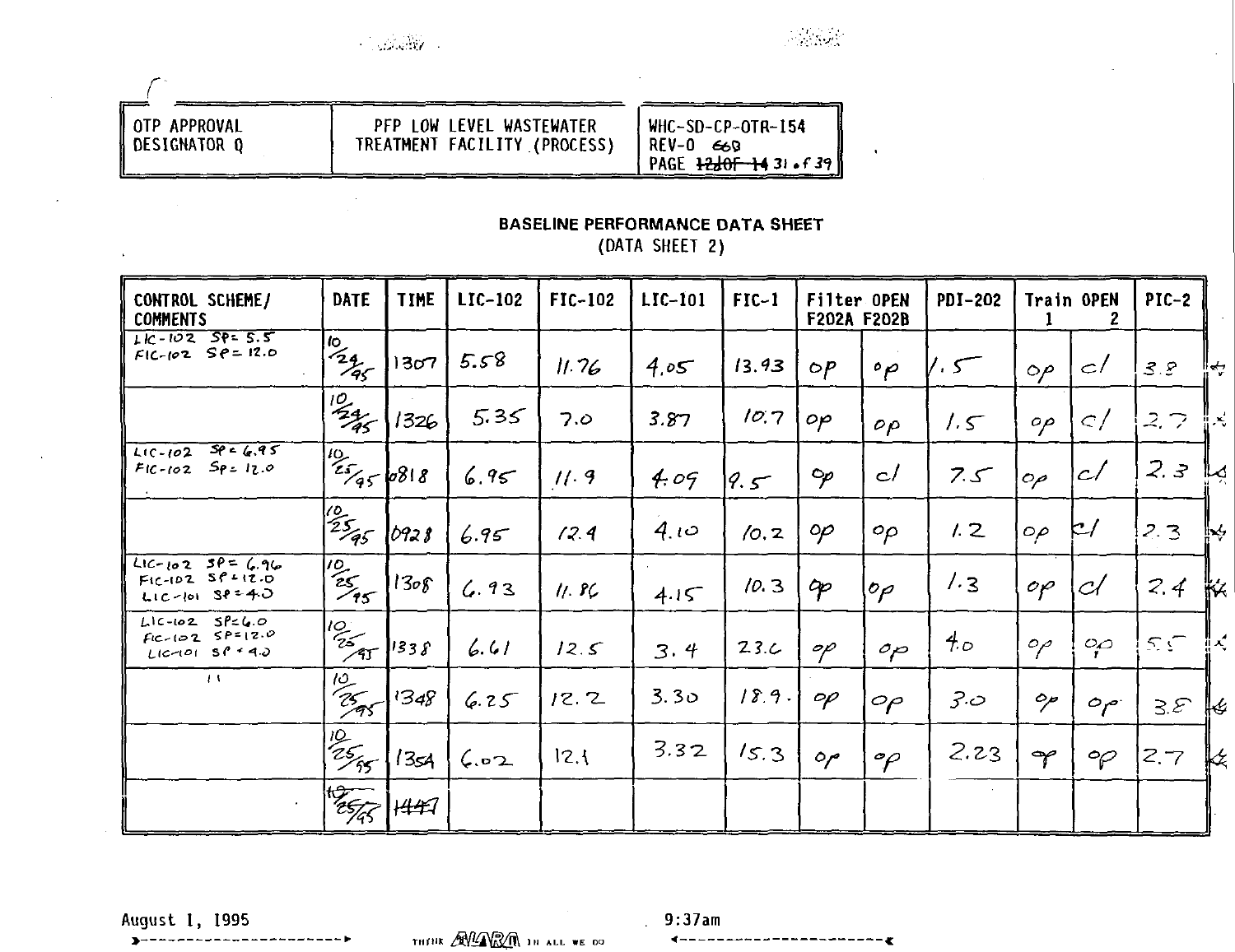| OTP APPROVAL DESIGNATOR Q | PFP LOW LEVEL WASTEWATER TREATMENT FACILITY (PROCESS) | WHC-SD-CP-OTR-154 REV-0 ~~66B~~ PAGE ~~12 OF 14~~ 31 of 39 |
|---|---|---|

## BASELINE PERFORMANCE DATA SHEET
(DATA SHEET 2)

| CONTROL SCHEME/ COMMENTS | DATE | TIME | LIC-102 | FIC-102 | LIC-101 | FIC-1 | Filter OPEN F202A | F202B | PDI-202 | Train OPEN 1 | 2 | PIC-2 |
|---|---|---|---|---|---|---|---|---|---|---|---|---|
| LIC-102 SP= 5.5 FIC-102 SP= 12.0 | 10/24/95 | 1307 | 5.58 | 11.76 | 4.05 | 13.93 | op | op | 1.5 | op | cl | 3.8 |
| | 10/24/95 | 1326 | 5.35 | 7.0 | 3.87 | 10.7 | op | op | 1.5 | op | cl | 2.7 |
| LIC-102 SP= 6.95 FIC-102 SP= 12.0 | 10/25/95 | 0818 | 6.95 | 11.9 | 4.09 | 9.5 | op | cl | 7.5 | op | cl | 2.3 |
| | 10/25/95 | 0928 | 6.95 | 12.4 | 4.10 | 10.2 | op | op | 1.2 | op | cl | 2.3 |
| LIC-102 SP= 6.96 FIC-102 SP= 12.0 LIC-101 SP= 4.0 | 10/25/95 | 1308 | 6.93 | 11.86 | 4.15 | 10.3 | op | op | 1.3 | op | cl | 2.4 |
| LIC-102 SP= 6.0 FIC-102 SP= 12.0 LIC-101 SP= 4.0 | 10/25/95 | 1338 | 6.61 | 12.5 | 3.4 | 23.6 | op | op | 4.0 | op | op | 5.5 |
| " | 10/25/95 | 1348 | 6.25 | 12.2 | 3.30 | 18.9 | op | op | 3.0 | op | op | 3.8 |
| | 10/25/95 | 1354 | 6.02 | 12.1 | 3.32 | 15.3 | op | op | 2.23 | op | op | 2.7 |
| | ~~10/25/95~~ | ~~1447~~ | | | | | | | | | | |

August 1, 1995 9:37am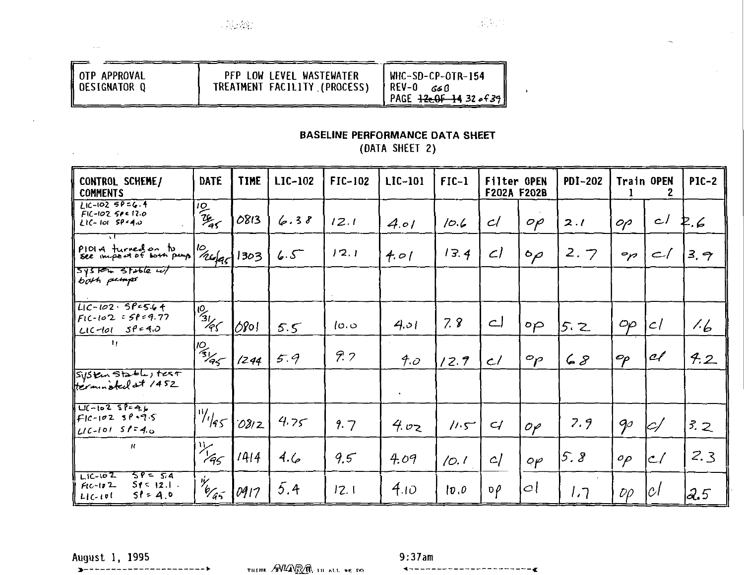| OTP APPROVAL DESIGNATOR Q | PFP LOW LEVEL WASTEWATER TREATMENT FACILITY (PROCESS) | WHC-SD-CP-OTR-154 REV-0 66B PAGE ~~12 OF 14~~ 32 of 39 |
|---|---|---|

## BASELINE PERFORMANCE DATA SHEET
(DATA SHEET 2)

| CONTROL SCHEME/ COMMENTS | DATE | TIME | LIC-102 | FIC-102 | LIC-101 | FIC-1 | Filter OPEN F202A | F202B | PDI-202 | Train OPEN 1 | 2 | PIC-2 |
|---|---|---|---|---|---|---|---|---|---|---|---|---|
| LIC-102 SP=6.4 FIC-102 SP=12.0 LIC-101 SP=4.0 | 10/26/95 | 0813 | 6.38 | 12.1 | 4.01 | 10.6 | cl | op | 2.1 | op | cl | 2.6 |
| P101A turned on to see impact of both pumps | 10/26/95 | 1303 | 6.5 | 12.1 | 4.01 | 13.4 | cl | op | 2.7 | op | cl | 3.9 |
| System stable w/ both pumps | | | | | | | | | | | | |
| LIC-102 SP=5.64 FIC-102 SP=9.77 LIC-101 SP=4.0 | 10/31/95 | 0801 | 5.5 | 10.0 | 4.01 | 7.8 | cl | op | 5.2 | op | cl | 1.6 |
| " | 10/31/95 | 1244 | 5.9 | 9.7 | 4.0 | 12.9 | cl | op | 6.8 | op | cl | 4.2 |
| System stable, test terminated at 1452 | | | | | | | | | | | | |
| LIC-102 SP=4.6 FIC-102 SP=9.5 LIC-101 SP=4.0 | 11/1/95 | 0812 | 4.75 | 9.7 | 4.02 | 11.5 | cl | op | 7.9 | op | cl | 3.2 |
| " | 11/1/95 | 1414 | 4.6 | 9.5 | 4.09 | 10.1 | cl | op | 5.8 | op | cl | 2.3 |
| LIC-102 SP=5.4 FIC-102 SP=12.1 LIC-101 SP=4.0 | 11/6/95 | 0917 | 5.4 | 12.1 | 4.10 | 10.0 | op | cl | 1.7 | op | cl | 2.5 |

August 1, 1995 9:37am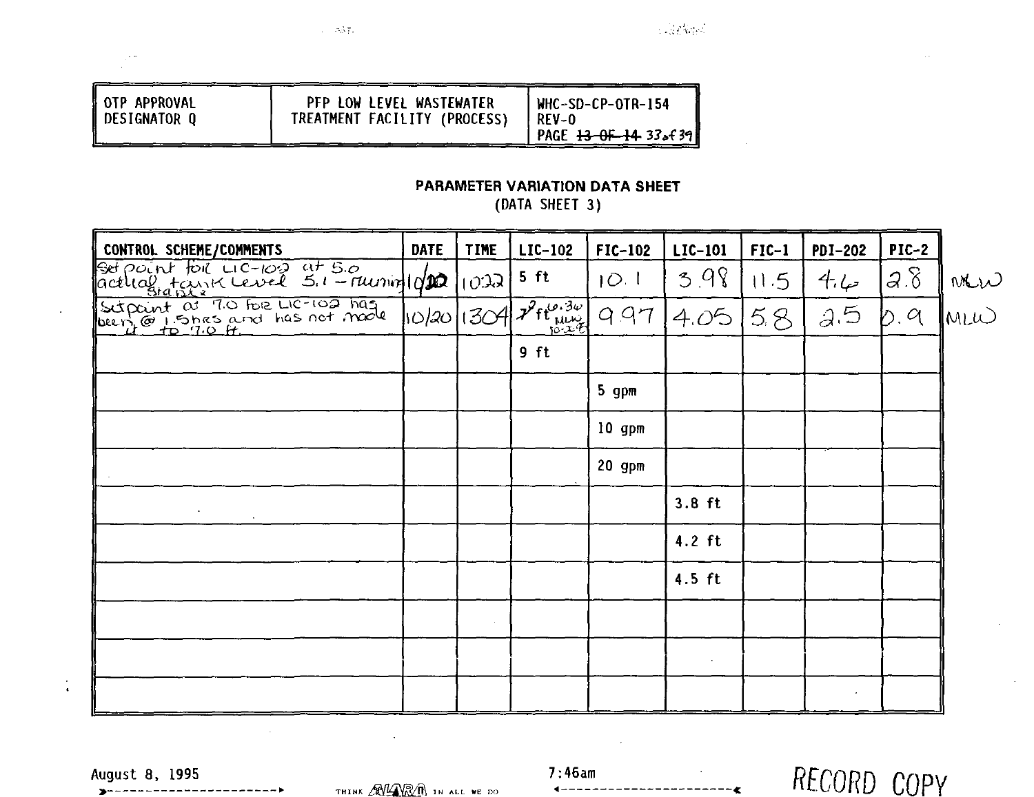| OTP APPROVAL DESIGNATOR Q | PFP LOW LEVEL WASTEWATER TREATMENT FACILITY (PROCESS) | WHC-SD-CP-OTR-154 REV-0 PAGE ~~13 OF 14~~ 33 of 39 |
|---|---|---|

## PARAMETER VARIATION DATA SHEET
(DATA SHEET 3)

| CONTROL SCHEME/COMMENTS | DATE | TIME | LIC-102 | FIC-102 | LIC-101 | FIC-1 | PDI-202 | PIC-2 | |
|---|---|---|---|---|---|---|---|---|---|
| Set point for LIC-102 at 5.0 actual tank level 5.1 - running stable | 10/20 | 1022 | 5 ft | 10.1 | 3.98 | 11.5 | 4.6 | 2.8 | MLW |
| Setpoint at 7.0 for LIC-102 has been @ 1.5hrs and has not made it to 7.0 ft. | 10/20 | 1304 | ~~7~~ ft 6.36 MLW 10-20 | 9.97 | 4.05 | 5.8 | 2.5 | 0.9 | MLW |
| | | | 9 ft | | | | | | |
| | | | | 5 gpm | | | | | |
| | | | | 10 gpm | | | | | |
| | | | | 20 gpm | | | | | |
| | | | | | 3.8 ft | | | | |
| | | | | | 4.2 ft | | | | |
| | | | | | 4.5 ft | | | | |
| | | | | | | | | | |
| | | | | | | | | | |
| | | | | | | | | | |

August 8, 1995 7:46am

RECORD COPY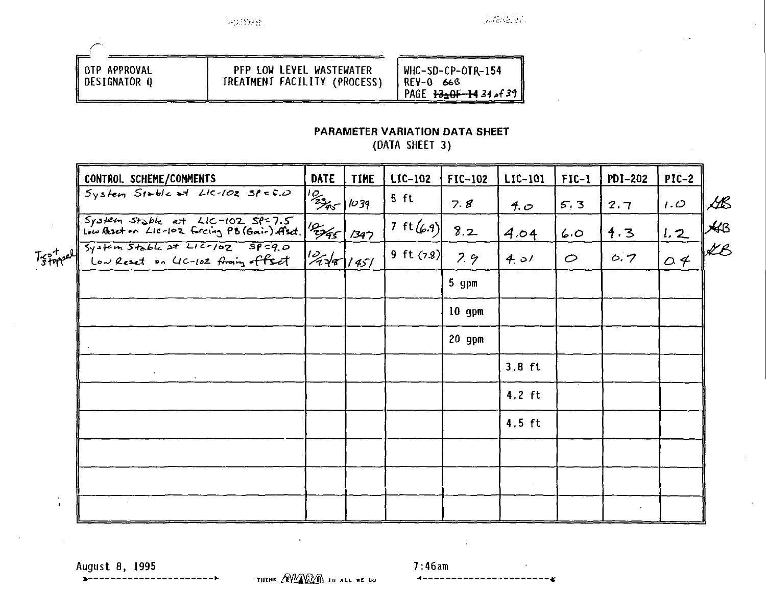| OTP APPROVAL DESIGNATOR Q | PFP LOW LEVEL WASTEWATER TREATMENT FACILITY (PROCESS) | WHC-SD-CP-OTR-154 REV-0 66B PAGE ~~13 OF 14~~ 34 of 39 |
|---|---|---|

## PARAMETER VARIATION DATA SHEET

(DATA SHEET 3)

| CONTROL SCHEME/COMMENTS | DATE | TIME | LIC-102 | FIC-102 | LIC-101 | FIC-1 | PDI-202 | PIC-2 | |
|---|---|---|---|---|---|---|---|---|---|
| System Stable at LIC-102 SP=5.0 | 10/23/95 | 1039 | 5 ft | 7.8 | 4.0 | 5.3 | 2.7 | 1.0 | HB |
| System Stable at LIC-102 SP=7.5 Low Reset on LIC-102 forcing PB (Gain) offset. | 10/23/95 | 1347 | 7 ft (6.9) | 8.2 | 4.04 | 6.0 | 4.3 | 1.2 | HB |
| Test Stopped — System Stable at LIC-102 SP=9.0 Low Reset on LIC-102 forcing offset | 10/27/95 | 1451 | 9 ft (7.8) | 7.9 | 4.01 | 0 | 0.7 | 0.4 | HB |
| | | | | 5 gpm | | | | | |
| | | | | 10 gpm | | | | | |
| | | | | 20 gpm | | | | | |
| | | | | | 3.8 ft | | | | |
| | | | | | 4.2 ft | | | | |
| | | | | | 4.5 ft | | | | |
| | | | | | | | | | |
| | | | | | | | | | |
| | | | | | | | | | |

August 8, 1995 — 7:46am

THINK ALARA IN ALL WE DO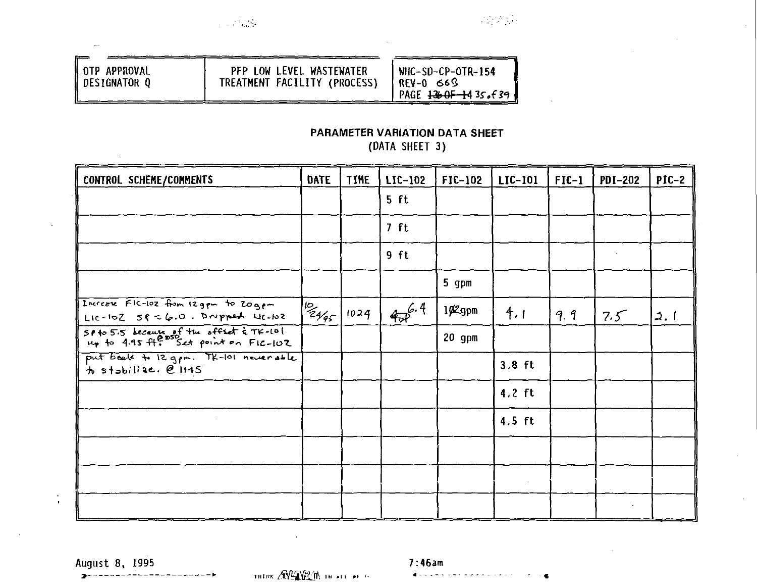| OTP APPROVAL DESIGNATOR Q | PFP LOW LEVEL WASTEWATER TREATMENT FACILITY (PROCESS) | WHC-SD-CP-OTR-154 REV-0 663 PAGE ~~13 OF 14~~ 35 of 39 |
|---|---|---|

## PARAMETER VARIATION DATA SHEET
(DATA SHEET 3)

| CONTROL SCHEME/COMMENTS | DATE | TIME | LIC-102 | FIC-102 | LIC-101 | FIC-1 | PDI-202 | PIC-2 |
|---|---|---|---|---|---|---|---|---|
| | | | 5 ft | | | | | |
| | | | 7 ft | | | | | |
| | | | 9 ft | | | | | |
| | | | | 5 gpm | | | | |
| Increase FIC-102 from 12 gpm to 20 gpm LIC-102 SP = 6.0. Dropped LIC-102 | 10/24/95 | 1024 | ~~4.5~~ 6.4 | 1~~0~~2 gpm | 4.1 | 9.9 | 7.5 | 2.1 |
| SP to 5.5 because of the offset & TK-101 up to 4.95 ft. @1050 Set point on FIC-102 | | | | 20 gpm | | | | |
| put back to 12 gpm. TK-101 never able to stabilize. @ 1145 | | | | | 3.8 ft | | | |
| | | | | | 4.2 ft | | | |
| | | | | | 4.5 ft | | | |
| | | | | | | | | |
| | | | | | | | | |
| | | | | | | | | |

August 8, 1995 7:46am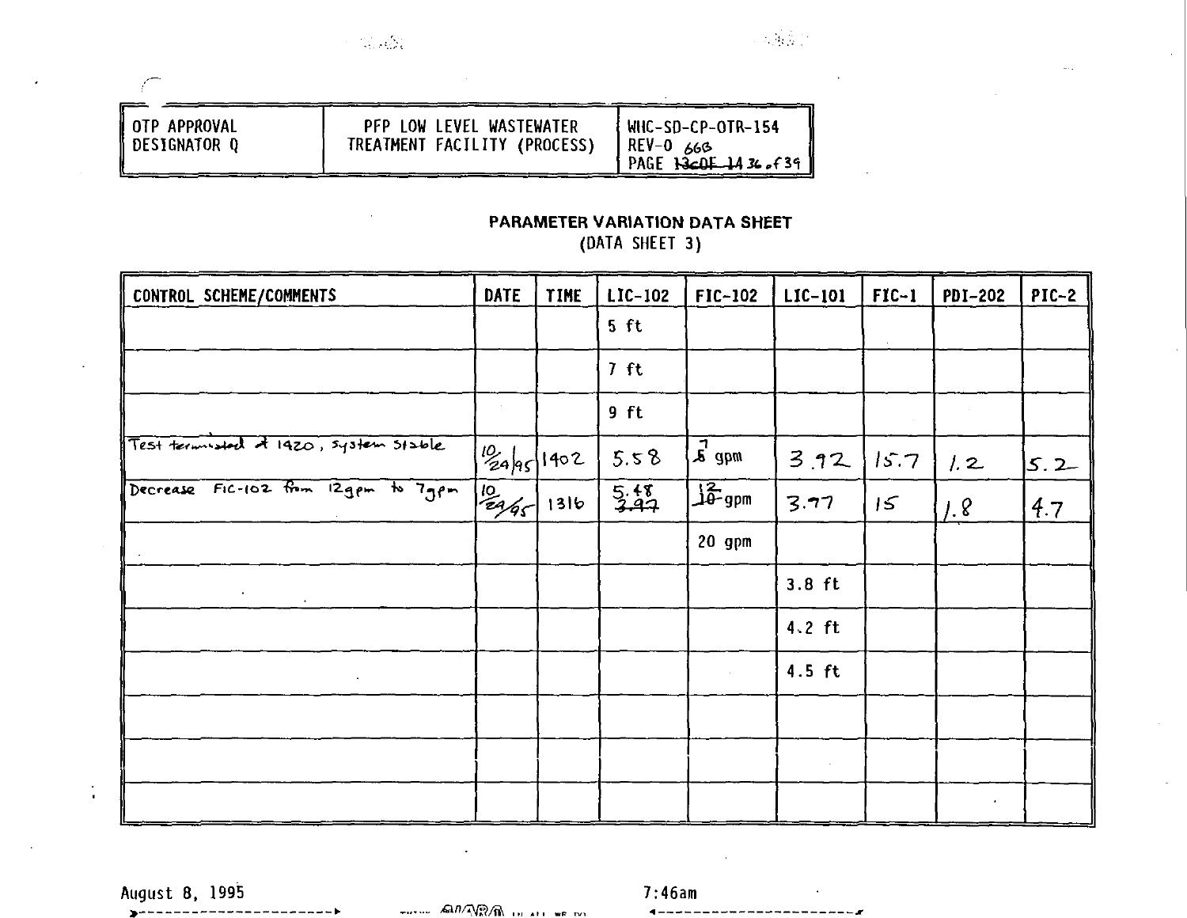| OTP APPROVAL DESIGNATOR Q | PFP LOW LEVEL WASTEWATER TREATMENT FACILITY (PROCESS) | WHC-SD-CP-OTR-154 REV-0 66G PAGE ~~13 OF 14~~ 36 of 39 |
|---|---|---|

## PARAMETER VARIATION DATA SHEET
(DATA SHEET 3)

| CONTROL SCHEME/COMMENTS | DATE | TIME | LIC-102 | FIC-102 | LIC-101 | FIC-1 | PDI-202 | PIC-2 |
|---|---|---|---|---|---|---|---|---|
| | | | 5 ft | | | | | |
| | | | 7 ft | | | | | |
| | | | 9 ft | | | | | |
| Test terminated at 1420, system stable | 10/24/95 | 1402 | 5.58 | ~~5~~ 7 gpm | 3.92 | 15.7 | 1.2 | 5.2 |
| Decrease FIC-102 from 12gpm to 7gpm | 10/24/95 | 1316 | ~~3.97~~ 5.48 | ~~10~~ 12 gpm | 3.77 | 15 | 1.8 | 4.7 |
| | | | | 20 gpm | | | | |
| | | | | | 3.8 ft | | | |
| | | | | | 4.2 ft | | | |
| | | | | | 4.5 ft | | | |
| | | | | | | | | |
| | | | | | | | | |
| | | | | | | | | |

August 8, 1995 7:46am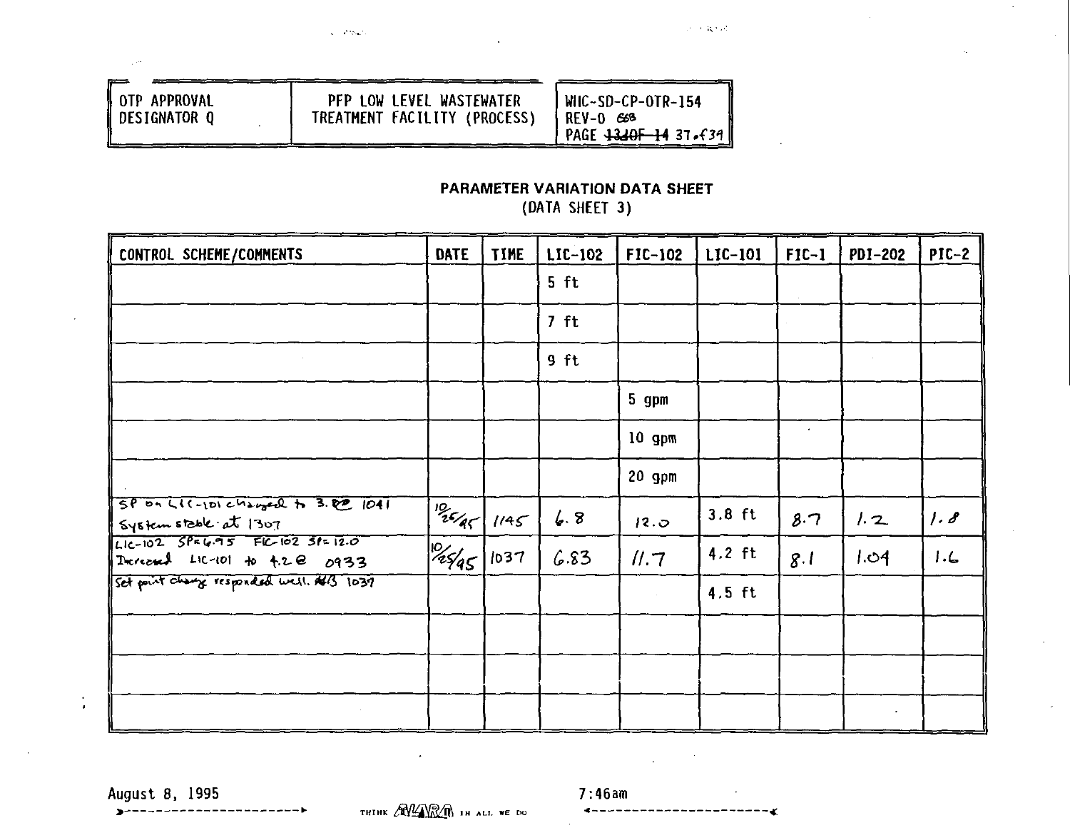| OTP APPROVAL DESIGNATOR Q | PFP LOW LEVEL WASTEWATER TREATMENT FACILITY (PROCESS) | WHC-SD-CP-OTR-154 REV-0 ~~13 OF 14~~ PAGE 37 of 39 |
|---|---|---|

## PARAMETER VARIATION DATA SHEET
(DATA SHEET 3)

| CONTROL SCHEME/COMMENTS | DATE | TIME | LIC-102 | FIC-102 | LIC-101 | FIC-1 | PDI-202 | PIC-2 |
|---|---|---|---|---|---|---|---|---|
| | | | 5 ft | | | | | |
| | | | 7 ft | | | | | |
| | | | 9 ft | | | | | |
| | | | | 5 gpm | | | | |
| | | | | 10 gpm | | | | |
| | | | | 20 gpm | | | | |
| SP on LIC-101 changed to 3.8 @ 1041 System stable at 1307 | 10/25/95 | 1145 | 6.8 | 12.0 | 3.8 ft | 8.7 | 1.2 | 1.8 |
| LIC-102 SP=6.95 FIC-102 SP=12.0 Increased LIC-101 to 4.2 @ 0933 | 10/25/95 | 1037 | 6.83 | 11.7 | 4.2 ft | 8.1 | 1.04 | 1.6 |
| Set point change responded well. 1037 | | | | | 4.5 ft | | | |
| | | | | | | | | |
| | | | | | | | | |
| | | | | | | | | |

August 8, 1995 7:46am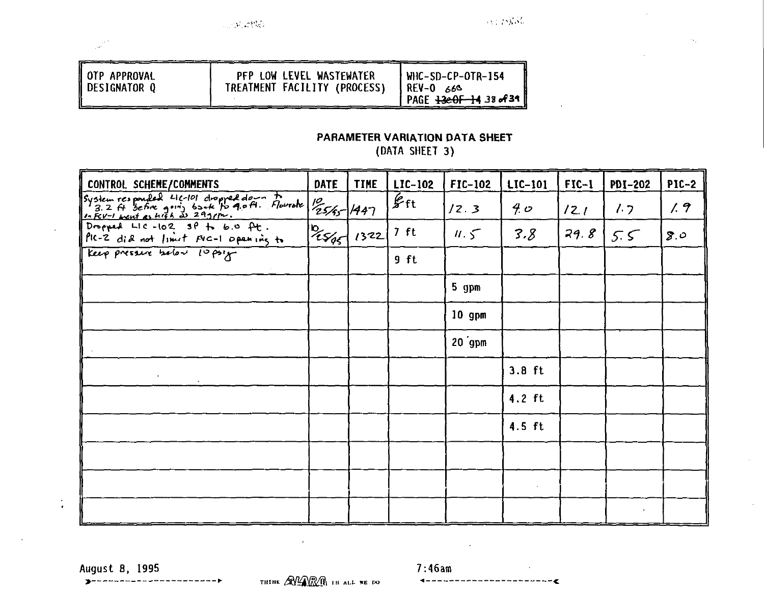| OTP APPROVAL DESIGNATOR Q | PFP LOW LEVEL WASTEWATER TREATMENT FACILITY (PROCESS) | WHC-SD-CP-OTR-154 REV-0 66B PAGE ~~13 OF 14~~ 38 of 39 |
|---|---|---|

## PARAMETER VARIATION DATA SHEET
(DATA SHEET 3)

| CONTROL SCHEME/COMMENTS | DATE | TIME | LIC-102 | FIC-102 | LIC-101 | FIC-1 | PDI-202 | PIC-2 |
|---|---|---|---|---|---|---|---|---|
| System responded LIC-101 dropped down to 3.2 ft before going back to 4.0 ft. Flowrate on FCV-1 went as high as 29 gpm. | 10/25/95 | 1447 | ~~5~~ 6 ft | 12.3 | 4.0 | 12.1 | 1.7 | 1.9 |
| Dropped LIC-102 SP to 6.0 ft. PIC-2 did not limit FIC-1 opening to | 10/25/95 | 1322 | 7 ft | 11.5 | 3.8 | 29.8 | 5.5 | 8.0 |
| keep pressure below 10 psig | | | 9 ft | | | | | |
| | | | | 5 gpm | | | | |
| | | | | 10 gpm | | | | |
| | | | | 20 gpm | | | | |
| | | | | | 3.8 ft | | | |
| | | | | | 4.2 ft | | | |
| | | | | | 4.5 ft | | | |
| | | | | | | | | |
| | | | | | | | | |
| | | | | | | | | |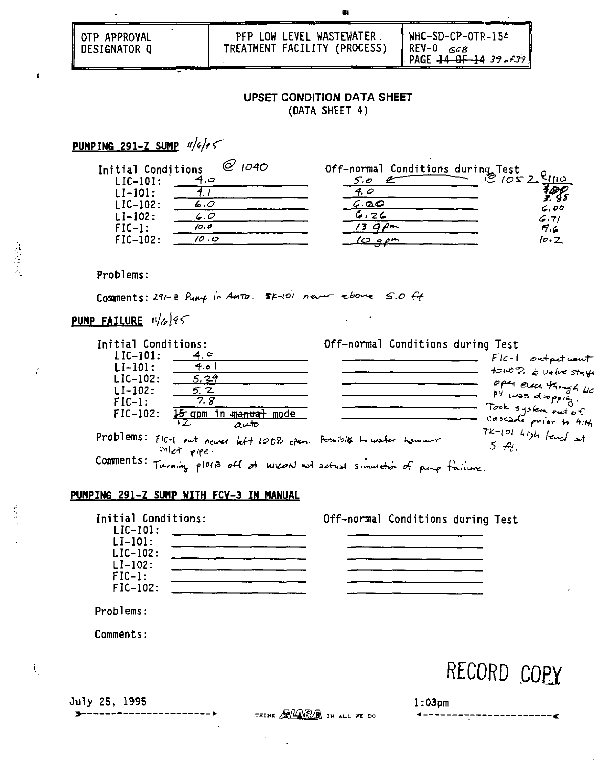| OTP APPROVAL DESIGNATOR Q | PFP LOW LEVEL WASTEWATER TREATMENT FACILITY (PROCESS) | WHC-SD-CP-OTR-154 REV-0 GGB PAGE ~~14 OF 14~~ 39 of 39 |
|---|---|---|

## UPSET CONDITION DATA SHEET
(DATA SHEET 4)

### PUMPING 291-Z SUMP 11/6/95

| | Initial Conditions @ 1040 | Off-normal Conditions during Test @ 1052 | @ 1110 |
|---|---|---|---|
| LIC-101: | 4.0 | 5.0 | ~~4.00~~ |
| LI-101: | 4.1 | 4.0 | 3.85 |
| LIC-102: | 6.0 | 6.00 | 6.00 |
| LI-102: | 6.0 | 6.26 | 6.71 |
| FIC-1: | 10.0 | 13 gpm | 9.6 |
| FIC-102: | 10.0 | 10 gpm | 10.2 |

Problems:

Comments: 291-Z Pump in Auto. TK-101 never above 5.0 ft

### PUMP FAILURE 11/6/95

| | Initial Conditions: | Off-normal Conditions during Test |
|---|---|---|
| LIC-101: | 4.0 | |
| LI-101: | 4.01 | |
| LIC-102: | 5.29 | |
| LI-102: | 5.2 | |
| FIC-1: | 7.8 | |
| FIC-102: | ~~15~~ 12 gpm in ~~manual~~ auto mode | |

FIC-1 output went to 100% & valve stays open even though LIC PV was dropping. Took system out of cascade prior to high TK-101 high level at 5 ft.

Problems: FIC-1 out never left 100% open. Possible to water hammer inlet pipe.

Comments: Turning P101B off at MICON not actual simulation of pump failure.

### PUMPING 291-Z SUMP WITH FCV-3 IN MANUAL

| | Initial Conditions: | Off-normal Conditions during Test |
|---|---|---|
| LIC-101: | | |
| LI-101: | | |
| LIC-102: | | |
| LI-102: | | |
| FIC-1: | | |
| FIC-102: | | |

Problems:

Comments:

RECORD COPY

July 25, 1995 1:03pm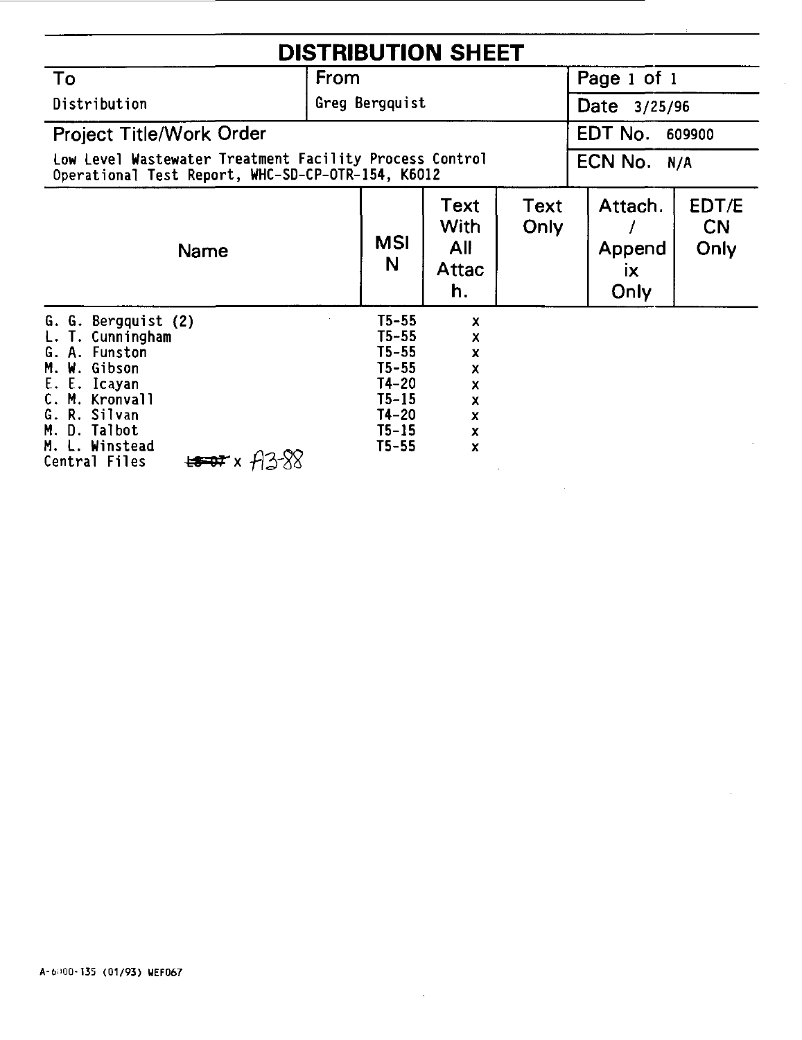# DISTRIBUTION SHEET

| To | From | Page 1 of 1 |
|---|---|---|
| Distribution | Greg Bergquist | Date 3/25/96 |
| Project Title/Work Order | | EDT No. 609900 |
| Low Level Wastewater Treatment Facility Process Control Operational Test Report, WHC-SD-CP-OTR-154, K6012 | | ECN No. N/A |

| Name | MSIN | Text With All Attach. | Text Only | Attach./ Appendix Only | EDT/ECN Only |
|---|---|---|---|---|---|
| G. G. Bergquist (2) | T5-55 | x | | | |
| L. T. Cunningham | T5-55 | x | | | |
| G. A. Funston | T5-55 | x | | | |
| M. W. Gibson | T5-55 | x | | | |
| E. E. Icayan | T4-20 | x | | | |
| C. M. Kronvall | T5-15 | x | | | |
| G. R. Silvan | T4-20 | x | | | |
| M. D. Talbot | T5-15 | x | | | |
| M. L. Winstead | T5-55 | x | | | |
| Central Files | ~~L8-07~~ A3-88 | x | | | |

A-6000-135 (01/93) WEF067